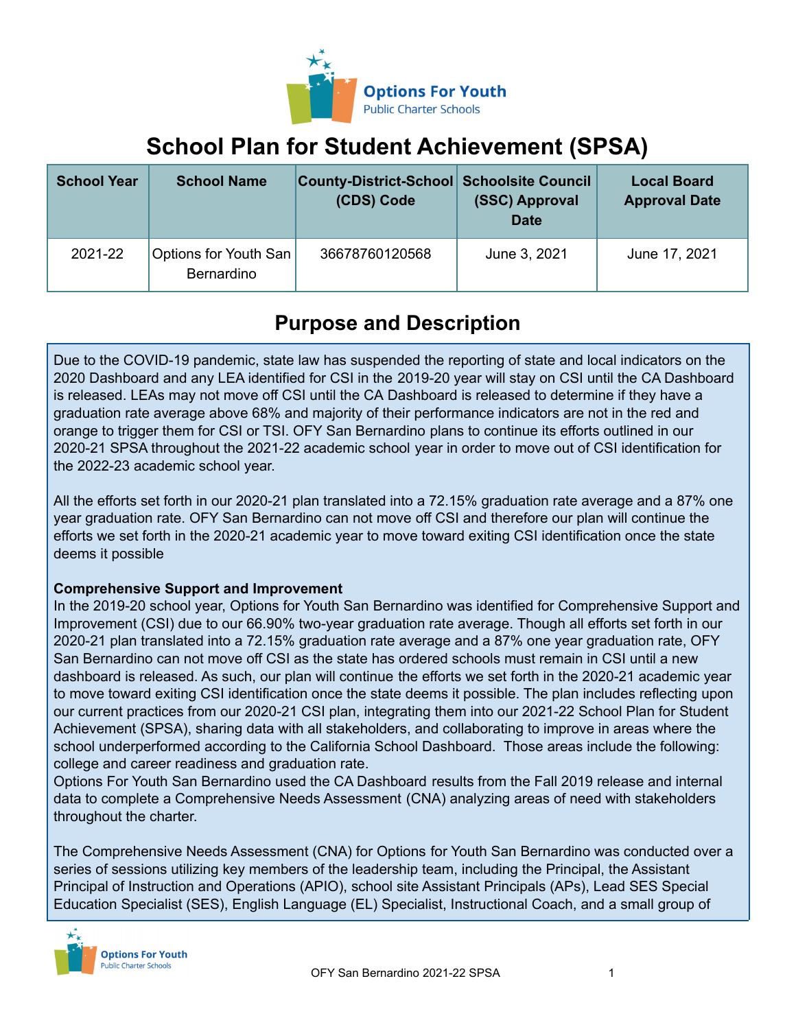# School Plan for Student Achievement (SPSA)

| School Year | School Name | County-District-School (CDS) Code | Schoolsite Council (SSC) Approval Date | Local Board Approval Date |
|---|---|---|---|---|
| 2021-22 | Options for Youth San Bernardino | 36678760120568 | June 3, 2021 | June 17, 2021 |

## Purpose and Description

Due to the COVID-19 pandemic, state law has suspended the reporting of state and local indicators on the 2020 Dashboard and any LEA identified for CSI in the 2019-20 year will stay on CSI until the CA Dashboard is released. LEAs may not move off CSI until the CA Dashboard is released to determine if they have a graduation rate average above 68% and majority of their performance indicators are not in the red and orange to trigger them for CSI or TSI. OFY San Bernardino plans to continue its efforts outlined in our 2020-21 SPSA throughout the 2021-22 academic school year in order to move out of CSI identification for the 2022-23 academic school year.

All the efforts set forth in our 2020-21 plan translated into a 72.15% graduation rate average and a 87% one year graduation rate. OFY San Bernardino can not move off CSI and therefore our plan will continue the efforts we set forth in the 2020-21 academic year to move toward exiting CSI identification once the state deems it possible

**Comprehensive Support and Improvement**

In the 2019-20 school year, Options for Youth San Bernardino was identified for Comprehensive Support and Improvement (CSI) due to our 66.90% two-year graduation rate average. Though all efforts set forth in our 2020-21 plan translated into a 72.15% graduation rate average and a 87% one year graduation rate, OFY San Bernardino can not move off CSI as the state has ordered schools must remain in CSI until a new dashboard is released. As such, our plan will continue the efforts we set forth in the 2020-21 academic year to move toward exiting CSI identification once the state deems it possible. The plan includes reflecting upon our current practices from our 2020-21 CSI plan, integrating them into our 2021-22 School Plan for Student Achievement (SPSA), sharing data with all stakeholders, and collaborating to improve in areas where the school underperformed according to the California School Dashboard. Those areas include the following: college and career readiness and graduation rate.

Options For Youth San Bernardino used the CA Dashboard results from the Fall 2019 release and internal data to complete a Comprehensive Needs Assessment (CNA) analyzing areas of need with stakeholders throughout the charter.

The Comprehensive Needs Assessment (CNA) for Options for Youth San Bernardino was conducted over a series of sessions utilizing key members of the leadership team, including the Principal, the Assistant Principal of Instruction and Operations (APIO), school site Assistant Principals (APs), Lead SES Special Education Specialist (SES), English Language (EL) Specialist, Instructional Coach, and a small group of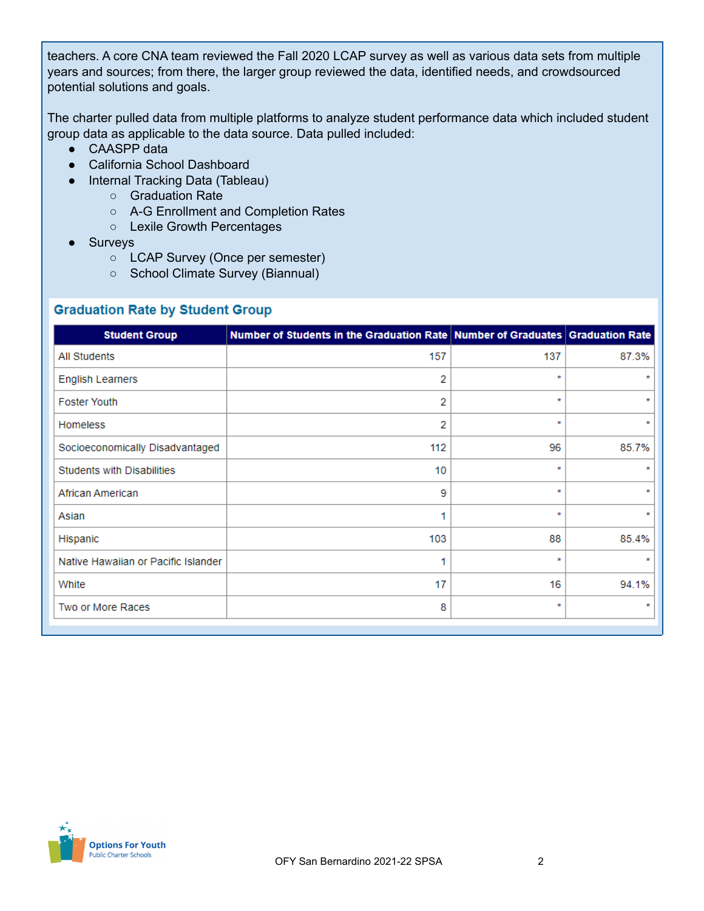teachers. A core CNA team reviewed the Fall 2020 LCAP survey as well as various data sets from multiple years and sources; from there, the larger group reviewed the data, identified needs, and crowdsourced potential solutions and goals.

The charter pulled data from multiple platforms to analyze student performance data which included student group data as applicable to the data source. Data pulled included:

- CAASPP data
- California School Dashboard
- Internal Tracking Data (Tableau)
  - Graduation Rate
  - A-G Enrollment and Completion Rates
  - Lexile Growth Percentages
- Surveys
  - LCAP Survey (Once per semester)
  - School Climate Survey (Biannual)

## Graduation Rate by Student Group

| Student Group | Number of Students in the Graduation Rate | Number of Graduates | Graduation Rate |
|---|---|---|---|
| All Students | 157 | 137 | 87.3% |
| English Learners | 2 | * | * |
| Foster Youth | 2 | * | * |
| Homeless | 2 | * | * |
| Socioeconomically Disadvantaged | 112 | 96 | 85.7% |
| Students with Disabilities | 10 | * | * |
| African American | 9 | * | * |
| Asian | 1 | * | * |
| Hispanic | 103 | 88 | 85.4% |
| Native Hawaiian or Pacific Islander | 1 | * | * |
| White | 17 | 16 | 94.1% |
| Two or More Races | 8 | * | * |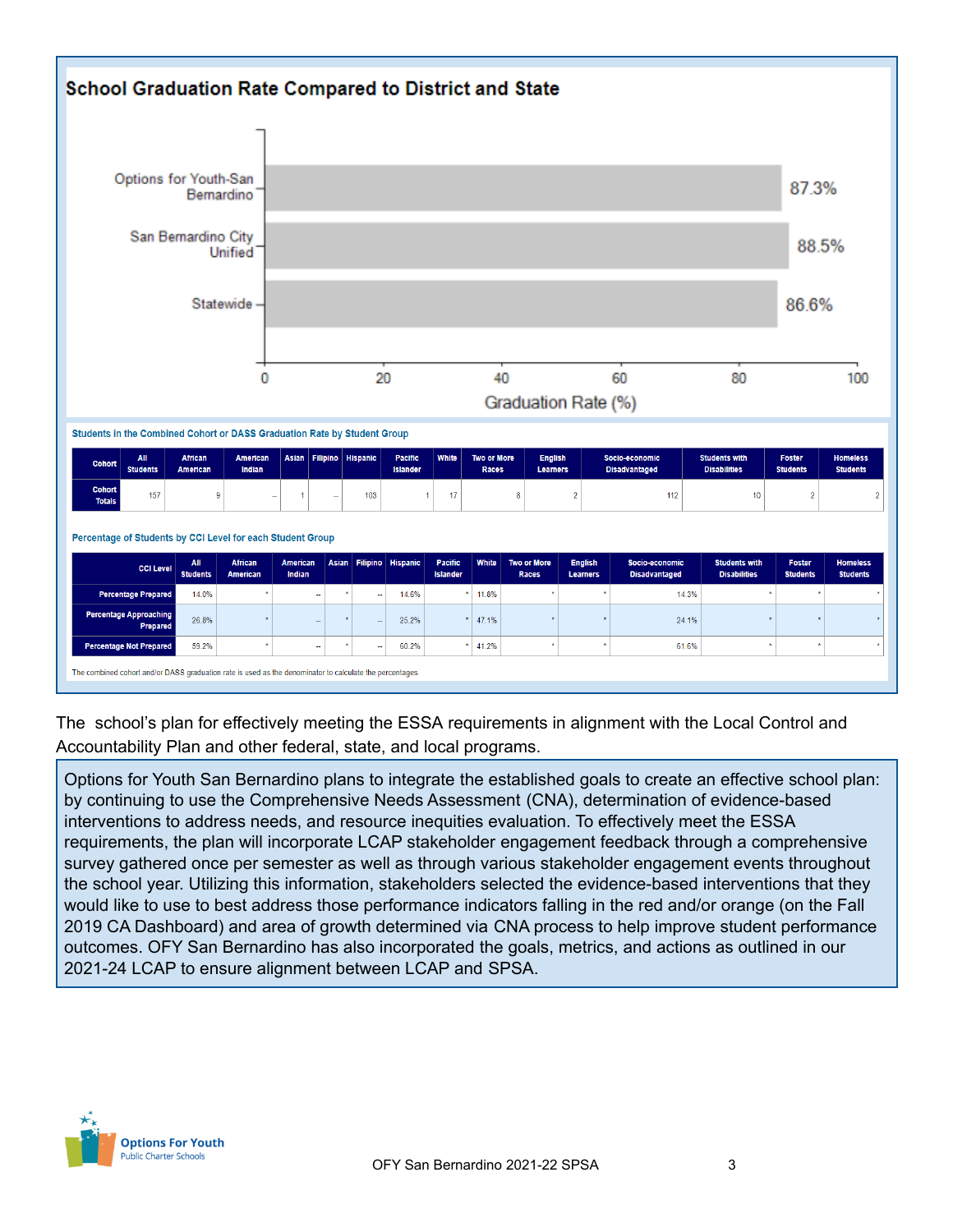## School Graduation Rate Compared to District and State

Options for Youth-San Bernardino 87.3%

San Bernardino City Unified 88.5%

Statewide 86.6%

0 20 40 60 80 100

Graduation Rate (%)

**Students in the Combined Cohort or DASS Graduation Rate by Student Group**

| Cohort | All Students | African American | American Indian | Asian | Filipino | Hispanic | Pacific Islander | White | Two or More Races | English Learners | Socio-economic Disadvantaged | Students with Disabilities | Foster Students | Homeless Students |
|---|---|---|---|---|---|---|---|---|---|---|---|---|---|---|
| Cohort Totals | 157 | 9 | -- | 1 | -- | 103 | 1 | 17 | 8 | 2 | 112 | 10 | 2 | 2 |

**Percentage of Students by CCI Level for each Student Group**

| CCI Level | All Students | African American | American Indian | Asian | Filipino | Hispanic | Pacific Islander | White | Two or More Races | English Learners | Socio-economic Disadvantaged | Students with Disabilities | Foster Students | Homeless Students |
|---|---|---|---|---|---|---|---|---|---|---|---|---|---|---|
| Percentage Prepared | 14.0% | * | -- | * | -- | 14.6% | * | 11.8% | * | * | 14.3% | * | * | * |
| Percentage Approaching Prepared | 26.8% | * | -- | * | -- | 25.2% | * | 47.1% | * | * | 24.1% | * | * | * |
| Percentage Not Prepared | 59.2% | * | -- | * | -- | 60.2% | * | 41.2% | * | * | 61.6% | * | * | * |

The combined cohort and/or DASS graduation rate is used as the denominator to calculate the percentages.

The school's plan for effectively meeting the ESSA requirements in alignment with the Local Control and Accountability Plan and other federal, state, and local programs.

Options for Youth San Bernardino plans to integrate the established goals to create an effective school plan: by continuing to use the Comprehensive Needs Assessment (CNA), determination of evidence-based interventions to address needs, and resource inequities evaluation. To effectively meet the ESSA requirements, the plan will incorporate LCAP stakeholder engagement feedback through a comprehensive survey gathered once per semester as well as through various stakeholder engagement events throughout the school year. Utilizing this information, stakeholders selected the evidence-based interventions that they would like to use to best address those performance indicators falling in the red and/or orange (on the Fall 2019 CA Dashboard) and area of growth determined via CNA process to help improve student performance outcomes. OFY San Bernardino has also incorporated the goals, metrics, and actions as outlined in our 2021-24 LCAP to ensure alignment between LCAP and SPSA.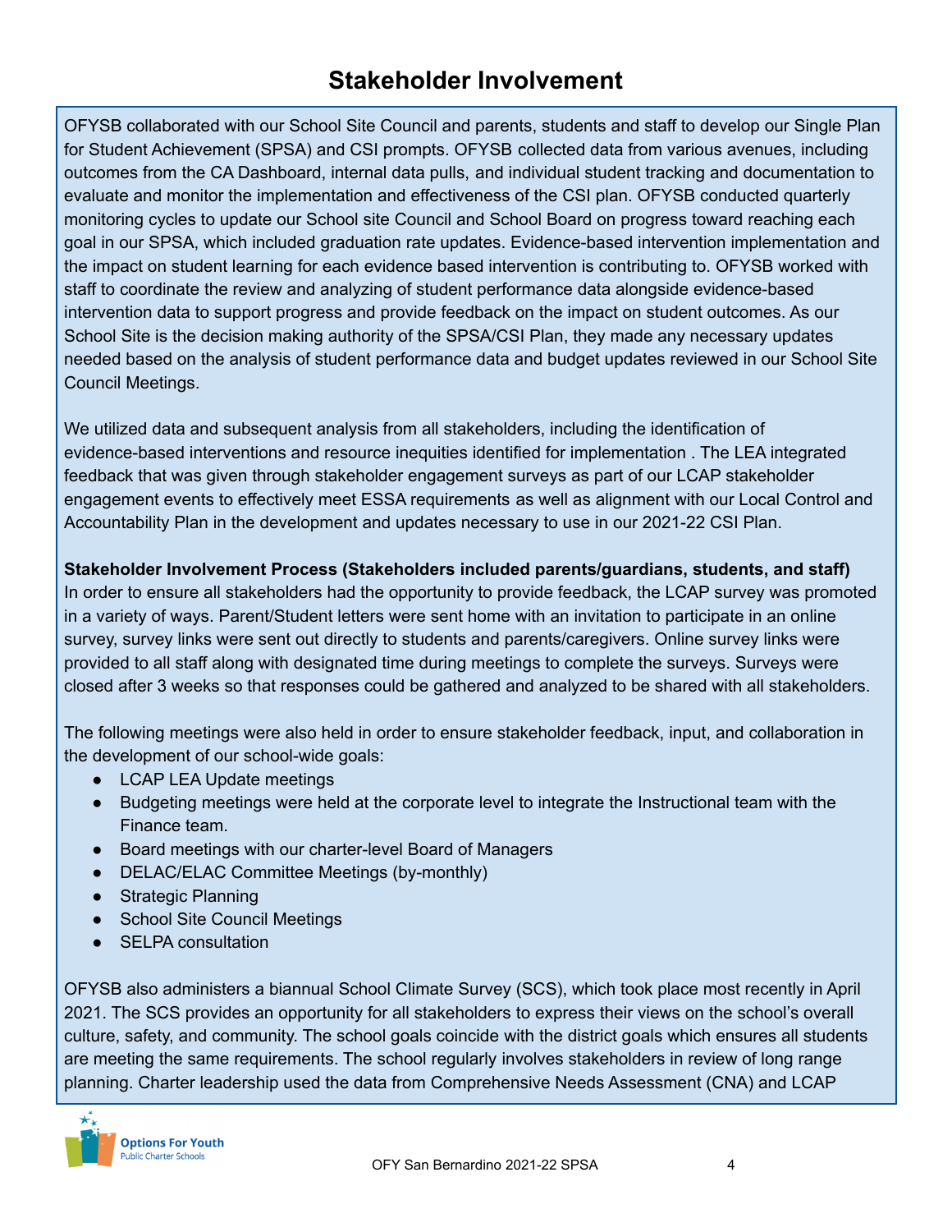# Stakeholder Involvement

OFYSB collaborated with our School Site Council and parents, students and staff to develop our Single Plan for Student Achievement (SPSA) and CSI prompts. OFYSB collected data from various avenues, including outcomes from the CA Dashboard, internal data pulls, and individual student tracking and documentation to evaluate and monitor the implementation and effectiveness of the CSI plan. OFYSB conducted quarterly monitoring cycles to update our School site Council and School Board on progress toward reaching each goal in our SPSA, which included graduation rate updates. Evidence-based intervention implementation and the impact on student learning for each evidence based intervention is contributing to. OFYSB worked with staff to coordinate the review and analyzing of student performance data alongside evidence-based intervention data to support progress and provide feedback on the impact on student outcomes. As our School Site is the decision making authority of the SPSA/CSI Plan, they made any necessary updates needed based on the analysis of student performance data and budget updates reviewed in our School Site Council Meetings.

We utilized data and subsequent analysis from all stakeholders, including the identification of evidence-based interventions and resource inequities identified for implementation . The LEA integrated feedback that was given through stakeholder engagement surveys as part of our LCAP stakeholder engagement events to effectively meet ESSA requirements as well as alignment with our Local Control and Accountability Plan in the development and updates necessary to use in our 2021-22 CSI Plan.

**Stakeholder Involvement Process (Stakeholders included parents/guardians, students, and staff)**
In order to ensure all stakeholders had the opportunity to provide feedback, the LCAP survey was promoted in a variety of ways. Parent/Student letters were sent home with an invitation to participate in an online survey, survey links were sent out directly to students and parents/caregivers. Online survey links were provided to all staff along with designated time during meetings to complete the surveys. Surveys were closed after 3 weeks so that responses could be gathered and analyzed to be shared with all stakeholders.

The following meetings were also held in order to ensure stakeholder feedback, input, and collaboration in the development of our school-wide goals:

- LCAP LEA Update meetings
- Budgeting meetings were held at the corporate level to integrate the Instructional team with the Finance team.
- Board meetings with our charter-level Board of Managers
- DELAC/ELAC Committee Meetings (by-monthly)
- Strategic Planning
- School Site Council Meetings
- SELPA consultation

OFYSB also administers a biannual School Climate Survey (SCS), which took place most recently in April 2021. The SCS provides an opportunity for all stakeholders to express their views on the school's overall culture, safety, and community. The school goals coincide with the district goals which ensures all students are meeting the same requirements. The school regularly involves stakeholders in review of long range planning. Charter leadership used the data from Comprehensive Needs Assessment (CNA) and LCAP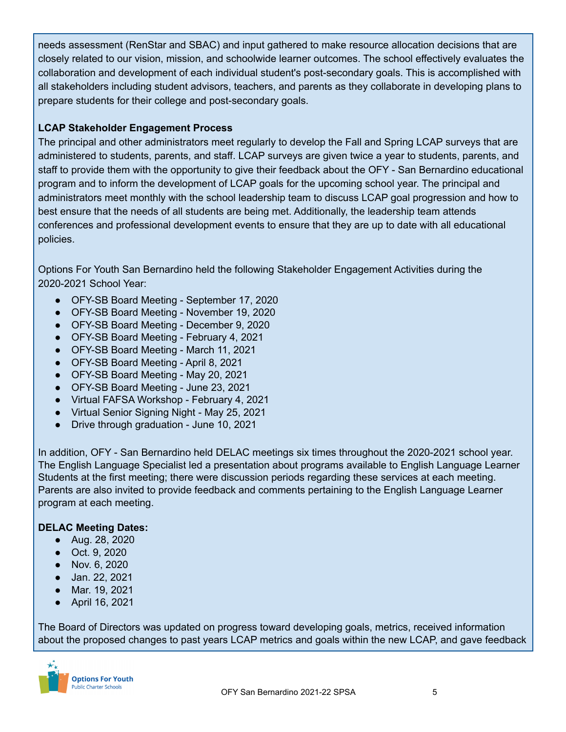needs assessment (RenStar and SBAC) and input gathered to make resource allocation decisions that are closely related to our vision, mission, and schoolwide learner outcomes. The school effectively evaluates the collaboration and development of each individual student's post-secondary goals. This is accomplished with all stakeholders including student advisors, teachers, and parents as they collaborate in developing plans to prepare students for their college and post-secondary goals.

**LCAP Stakeholder Engagement Process**

The principal and other administrators meet regularly to develop the Fall and Spring LCAP surveys that are administered to students, parents, and staff. LCAP surveys are given twice a year to students, parents, and staff to provide them with the opportunity to give their feedback about the OFY - San Bernardino educational program and to inform the development of LCAP goals for the upcoming school year. The principal and administrators meet monthly with the school leadership team to discuss LCAP goal progression and how to best ensure that the needs of all students are being met. Additionally, the leadership team attends conferences and professional development events to ensure that they are up to date with all educational policies.

Options For Youth San Bernardino held the following Stakeholder Engagement Activities during the 2020-2021 School Year:

- OFY-SB Board Meeting - September 17, 2020
- OFY-SB Board Meeting - November 19, 2020
- OFY-SB Board Meeting - December 9, 2020
- OFY-SB Board Meeting - February 4, 2021
- OFY-SB Board Meeting - March 11, 2021
- OFY-SB Board Meeting - April 8, 2021
- OFY-SB Board Meeting - May 20, 2021
- OFY-SB Board Meeting - June 23, 2021
- Virtual FAFSA Workshop - February 4, 2021
- Virtual Senior Signing Night - May 25, 2021
- Drive through graduation - June 10, 2021

In addition, OFY - San Bernardino held DELAC meetings six times throughout the 2020-2021 school year. The English Language Specialist led a presentation about programs available to English Language Learner Students at the first meeting; there were discussion periods regarding these services at each meeting. Parents are also invited to provide feedback and comments pertaining to the English Language Learner program at each meeting.

**DELAC Meeting Dates:**

- Aug. 28, 2020
- Oct. 9, 2020
- Nov. 6, 2020
- Jan. 22, 2021
- Mar. 19, 2021
- April 16, 2021

The Board of Directors was updated on progress toward developing goals, metrics, received information about the proposed changes to past years LCAP metrics and goals within the new LCAP, and gave feedback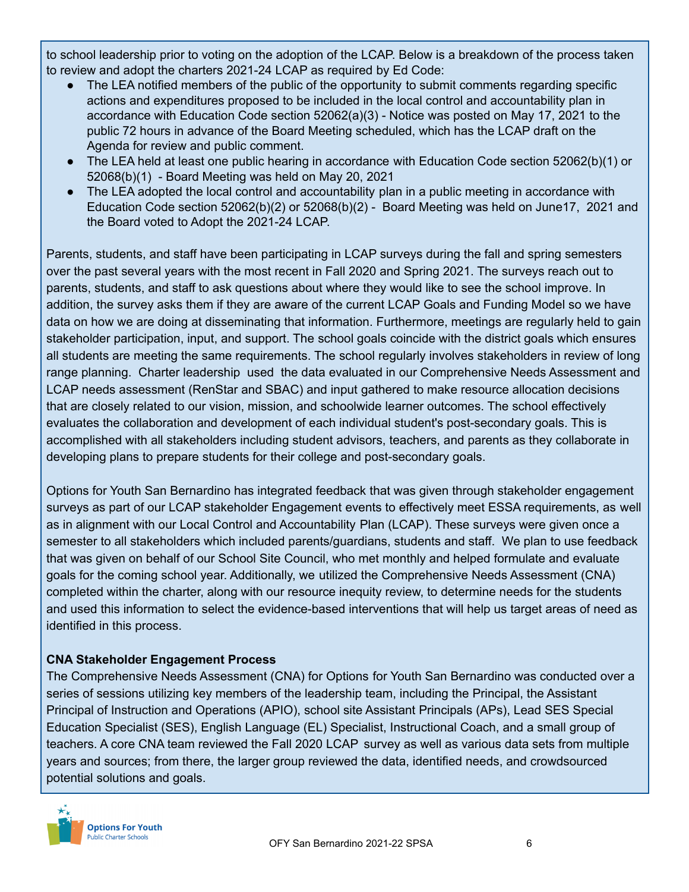to school leadership prior to voting on the adoption of the LCAP. Below is a breakdown of the process taken to review and adopt the charters 2021-24 LCAP as required by Ed Code:

- The LEA notified members of the public of the opportunity to submit comments regarding specific actions and expenditures proposed to be included in the local control and accountability plan in accordance with Education Code section 52062(a)(3) - Notice was posted on May 17, 2021 to the public 72 hours in advance of the Board Meeting scheduled, which has the LCAP draft on the Agenda for review and public comment.
- The LEA held at least one public hearing in accordance with Education Code section 52062(b)(1) or 52068(b)(1) - Board Meeting was held on May 20, 2021
- The LEA adopted the local control and accountability plan in a public meeting in accordance with Education Code section 52062(b)(2) or 52068(b)(2) - Board Meeting was held on June17, 2021 and the Board voted to Adopt the 2021-24 LCAP.

Parents, students, and staff have been participating in LCAP surveys during the fall and spring semesters over the past several years with the most recent in Fall 2020 and Spring 2021. The surveys reach out to parents, students, and staff to ask questions about where they would like to see the school improve. In addition, the survey asks them if they are aware of the current LCAP Goals and Funding Model so we have data on how we are doing at disseminating that information. Furthermore, meetings are regularly held to gain stakeholder participation, input, and support. The school goals coincide with the district goals which ensures all students are meeting the same requirements. The school regularly involves stakeholders in review of long range planning. Charter leadership used the data evaluated in our Comprehensive Needs Assessment and LCAP needs assessment (RenStar and SBAC) and input gathered to make resource allocation decisions that are closely related to our vision, mission, and schoolwide learner outcomes. The school effectively evaluates the collaboration and development of each individual student's post-secondary goals. This is accomplished with all stakeholders including student advisors, teachers, and parents as they collaborate in developing plans to prepare students for their college and post-secondary goals.

Options for Youth San Bernardino has integrated feedback that was given through stakeholder engagement surveys as part of our LCAP stakeholder Engagement events to effectively meet ESSA requirements, as well as in alignment with our Local Control and Accountability Plan (LCAP). These surveys were given once a semester to all stakeholders which included parents/guardians, students and staff. We plan to use feedback that was given on behalf of our School Site Council, who met monthly and helped formulate and evaluate goals for the coming school year. Additionally, we utilized the Comprehensive Needs Assessment (CNA) completed within the charter, along with our resource inequity review, to determine needs for the students and used this information to select the evidence-based interventions that will help us target areas of need as identified in this process.

**CNA Stakeholder Engagement Process**

The Comprehensive Needs Assessment (CNA) for Options for Youth San Bernardino was conducted over a series of sessions utilizing key members of the leadership team, including the Principal, the Assistant Principal of Instruction and Operations (APIO), school site Assistant Principals (APs), Lead SES Special Education Specialist (SES), English Language (EL) Specialist, Instructional Coach, and a small group of teachers. A core CNA team reviewed the Fall 2020 LCAP survey as well as various data sets from multiple years and sources; from there, the larger group reviewed the data, identified needs, and crowdsourced potential solutions and goals.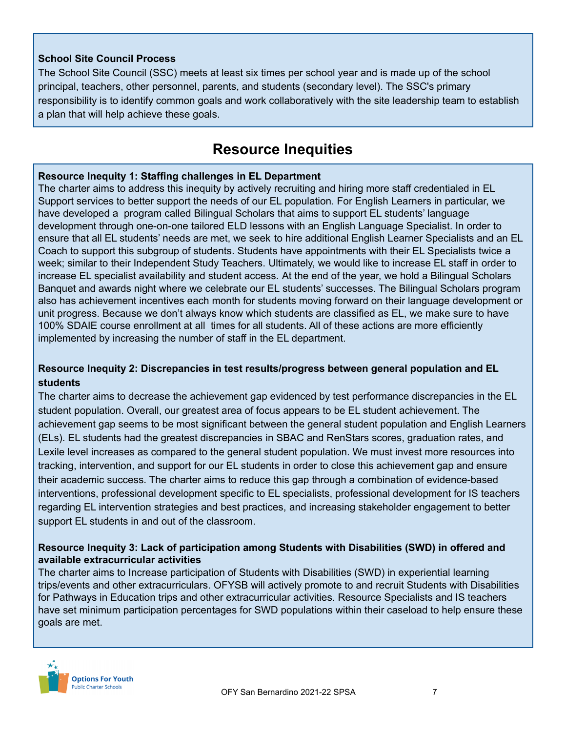**School Site Council Process**

The School Site Council (SSC) meets at least six times per school year and is made up of the school principal, teachers, other personnel, parents, and students (secondary level). The SSC's primary responsibility is to identify common goals and work collaboratively with the site leadership team to establish a plan that will help achieve these goals.

# Resource Inequities

**Resource Inequity 1: Staffing challenges in EL Department**

The charter aims to address this inequity by actively recruiting and hiring more staff credentialed in EL Support services to better support the needs of our EL population. For English Learners in particular, we have developed a program called Bilingual Scholars that aims to support EL students' language development through one-on-one tailored ELD lessons with an English Language Specialist. In order to ensure that all EL students' needs are met, we seek to hire additional English Learner Specialists and an EL Coach to support this subgroup of students. Students have appointments with their EL Specialists twice a week; similar to their Independent Study Teachers. Ultimately, we would like to increase EL staff in order to increase EL specialist availability and student access. At the end of the year, we hold a Bilingual Scholars Banquet and awards night where we celebrate our EL students' successes. The Bilingual Scholars program also has achievement incentives each month for students moving forward on their language development or unit progress. Because we don't always know which students are classified as EL, we make sure to have 100% SDAIE course enrollment at all times for all students. All of these actions are more efficiently implemented by increasing the number of staff in the EL department.

**Resource Inequity 2: Discrepancies in test results/progress between general population and EL students**

The charter aims to decrease the achievement gap evidenced by test performance discrepancies in the EL student population. Overall, our greatest area of focus appears to be EL student achievement. The achievement gap seems to be most significant between the general student population and English Learners (ELs). EL students had the greatest discrepancies in SBAC and RenStars scores, graduation rates, and Lexile level increases as compared to the general student population. We must invest more resources into tracking, intervention, and support for our EL students in order to close this achievement gap and ensure their academic success. The charter aims to reduce this gap through a combination of evidence-based interventions, professional development specific to EL specialists, professional development for IS teachers regarding EL intervention strategies and best practices, and increasing stakeholder engagement to better support EL students in and out of the classroom.

**Resource Inequity 3: Lack of participation among Students with Disabilities (SWD) in offered and available extracurricular activities**

The charter aims to Increase participation of Students with Disabilities (SWD) in experiential learning trips/events and other extracurriculars. OFYSB will actively promote to and recruit Students with Disabilities for Pathways in Education trips and other extracurricular activities. Resource Specialists and IS teachers have set minimum participation percentages for SWD populations within their caseload to help ensure these goals are met.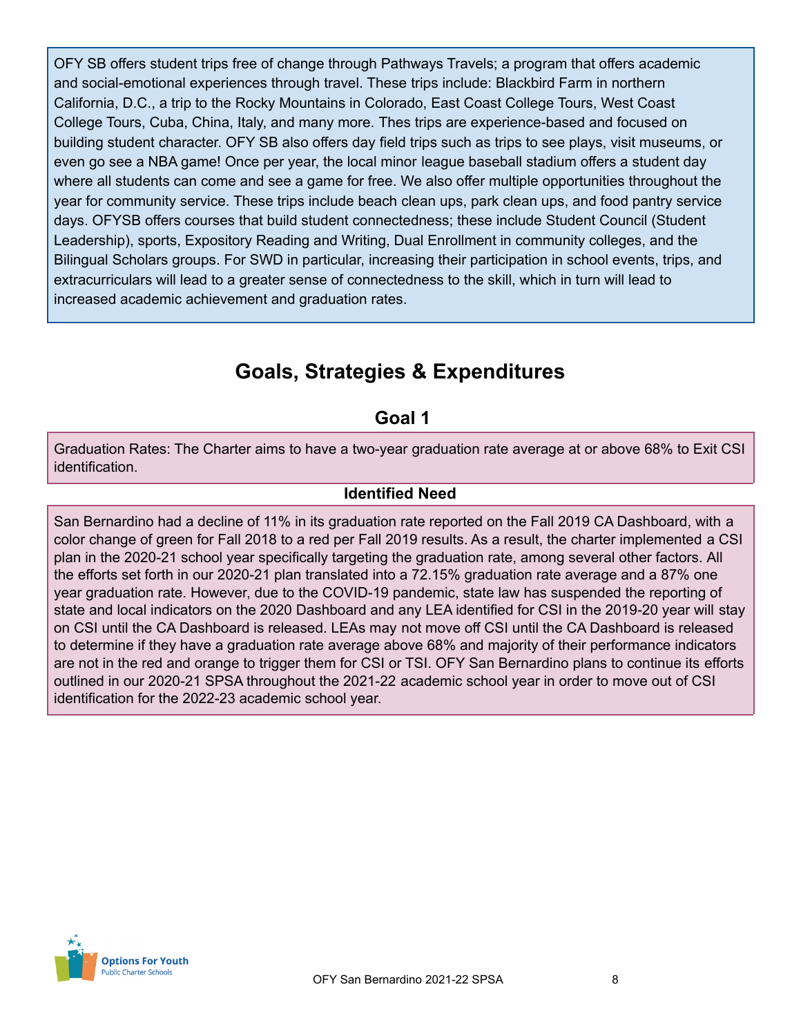OFY SB offers student trips free of change through Pathways Travels; a program that offers academic and social-emotional experiences through travel. These trips include: Blackbird Farm in northern California, D.C., a trip to the Rocky Mountains in Colorado, East Coast College Tours, West Coast College Tours, Cuba, China, Italy, and many more. Thes trips are experience-based and focused on building student character. OFY SB also offers day field trips such as trips to see plays, visit museums, or even go see a NBA game! Once per year, the local minor league baseball stadium offers a student day where all students can come and see a game for free. We also offer multiple opportunities throughout the year for community service. These trips include beach clean ups, park clean ups, and food pantry service days. OFYSB offers courses that build student connectedness; these include Student Council (Student Leadership), sports, Expository Reading and Writing, Dual Enrollment in community colleges, and the Bilingual Scholars groups. For SWD in particular, increasing their participation in school events, trips, and extracurriculars will lead to a greater sense of connectedness to the skill, which in turn will lead to increased academic achievement and graduation rates.

## Goals, Strategies & Expenditures

### Goal 1

Graduation Rates: The Charter aims to have a two-year graduation rate average at or above 68% to Exit CSI identification.

**Identified Need**

San Bernardino had a decline of 11% in its graduation rate reported on the Fall 2019 CA Dashboard, with a color change of green for Fall 2018 to a red per Fall 2019 results. As a result, the charter implemented a CSI plan in the 2020-21 school year specifically targeting the graduation rate, among several other factors. All the efforts set forth in our 2020-21 plan translated into a 72.15% graduation rate average and a 87% one year graduation rate. However, due to the COVID-19 pandemic, state law has suspended the reporting of state and local indicators on the 2020 Dashboard and any LEA identified for CSI in the 2019-20 year will stay on CSI until the CA Dashboard is released. LEAs may not move off CSI until the CA Dashboard is released to determine if they have a graduation rate average above 68% and majority of their performance indicators are not in the red and orange to trigger them for CSI or TSI. OFY San Bernardino plans to continue its efforts outlined in our 2020-21 SPSA throughout the 2021-22 academic school year in order to move out of CSI identification for the 2022-23 academic school year.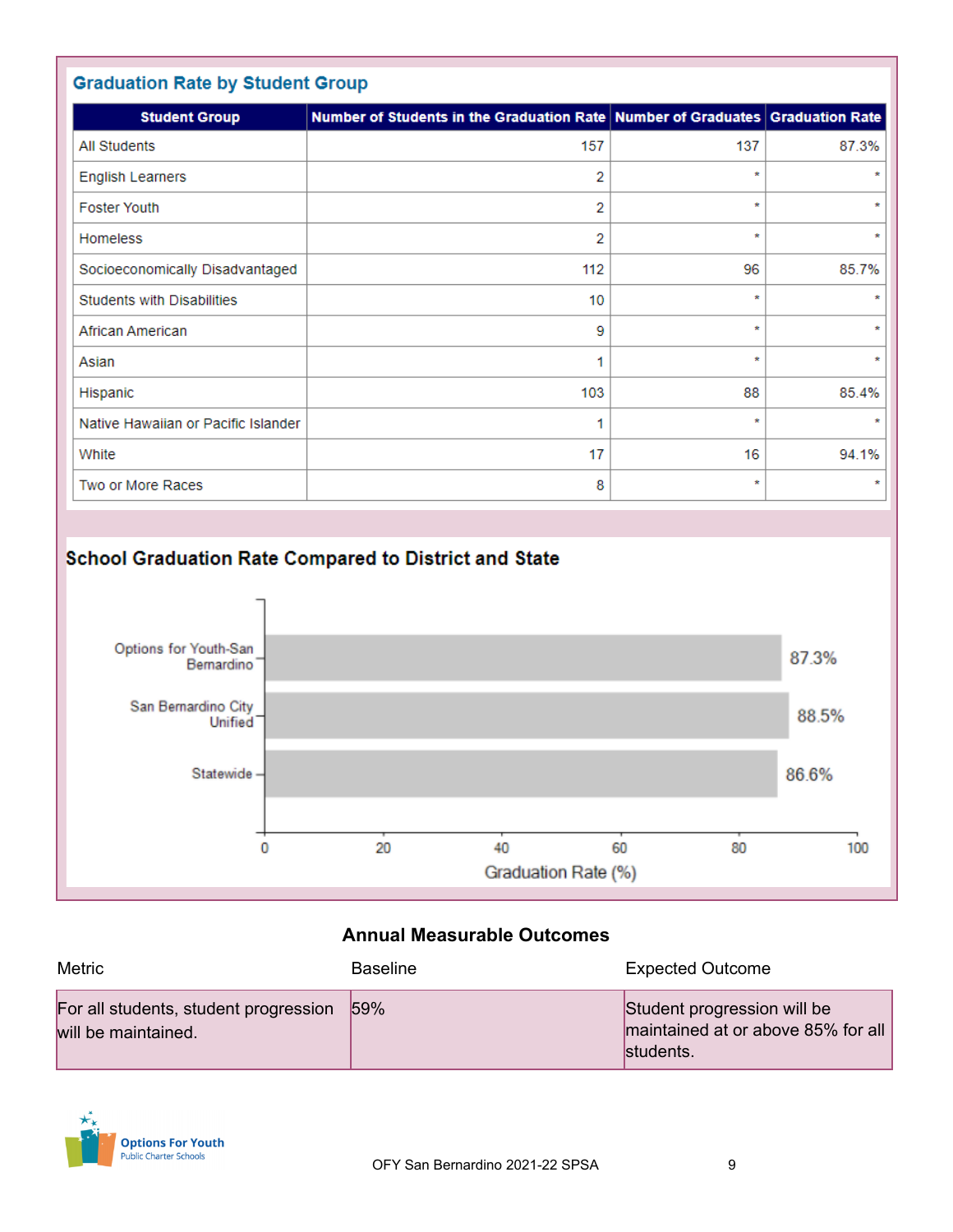### Graduation Rate by Student Group

| Student Group | Number of Students in the Graduation Rate | Number of Graduates | Graduation Rate |
|---|---|---|---|
| All Students | 157 | 137 | 87.3% |
| English Learners | 2 | * | * |
| Foster Youth | 2 | * | * |
| Homeless | 2 | * | * |
| Socioeconomically Disadvantaged | 112 | 96 | 85.7% |
| Students with Disabilities | 10 | * | * |
| African American | 9 | * | * |
| Asian | 1 | * | * |
| Hispanic | 103 | 88 | 85.4% |
| Native Hawaiian or Pacific Islander | 1 | * | * |
| White | 17 | 16 | 94.1% |
| Two or More Races | 8 | * | * |

### School Graduation Rate Compared to District and State

Options for Youth-San Bernardino
87.3%
San Bernardino City Unified
88.5%
Statewide
86.6%
0
20
40
60
80
100
Graduation Rate (%)

### Annual Measurable Outcomes

| Metric | Baseline | Expected Outcome |
|---|---|---|
| For all students, student progression will be maintained. | 59% | Student progression will be maintained at or above 85% for all students. |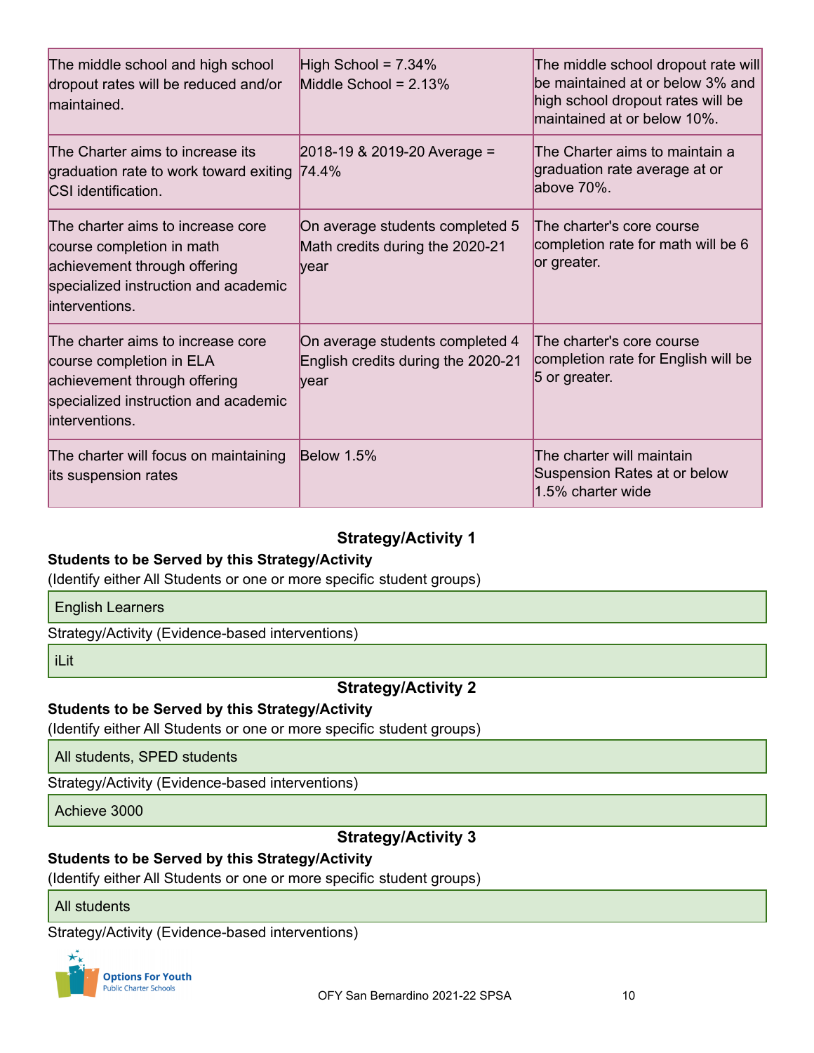| | | |
|---|---|---|
| The middle school and high school dropout rates will be reduced and/or maintained. | High School = 7.34%<br>Middle School = 2.13% | The middle school dropout rate will be maintained at or below 3% and high school dropout rates will be maintained at or below 10%. |
| The Charter aims to increase its graduation rate to work toward exiting CSI identification. | 2018-19 & 2019-20 Average = 74.4% | The Charter aims to maintain a graduation rate average at or above 70%. |
| The charter aims to increase core course completion in math achievement through offering specialized instruction and academic interventions. | On average students completed 5 Math credits during the 2020-21 year | The charter's core course completion rate for math will be 6 or greater. |
| The charter aims to increase core course completion in ELA achievement through offering specialized instruction and academic interventions. | On average students completed 4 English credits during the 2020-21 year | The charter's core course completion rate for English will be 5 or greater. |
| The charter will focus on maintaining its suspension rates | Below 1.5% | The charter will maintain Suspension Rates at or below 1.5% charter wide |

### Strategy/Activity 1

**Students to be Served by this Strategy/Activity**

(Identify either All Students or one or more specific student groups)

English Learners

Strategy/Activity (Evidence-based interventions)

iLit

### Strategy/Activity 2

**Students to be Served by this Strategy/Activity**

(Identify either All Students or one or more specific student groups)

All students, SPED students

Strategy/Activity (Evidence-based interventions)

Achieve 3000

### Strategy/Activity 3

**Students to be Served by this Strategy/Activity**

(Identify either All Students or one or more specific student groups)

All students

Strategy/Activity (Evidence-based interventions)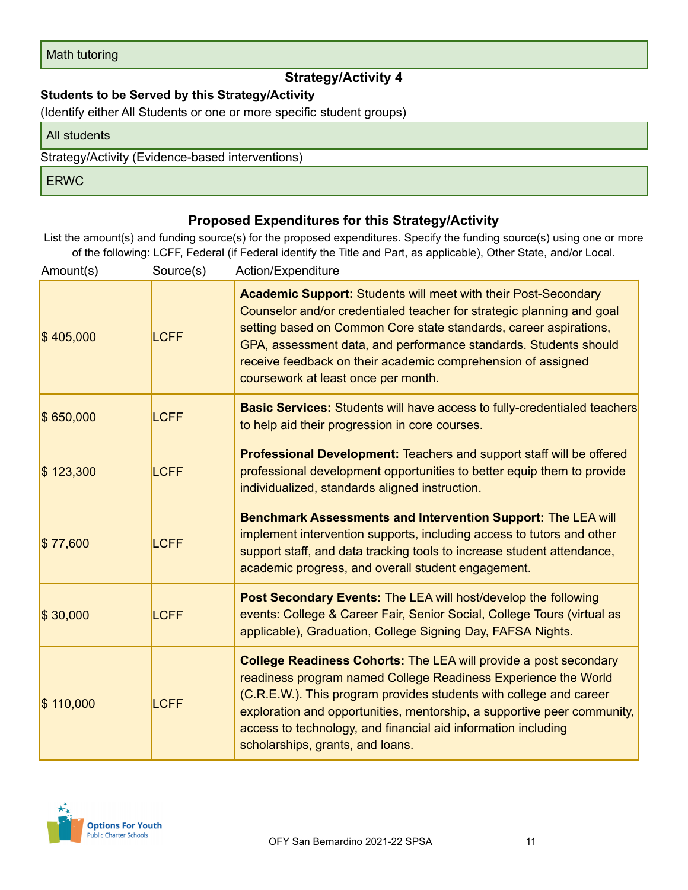Math tutoring

### Strategy/Activity 4

**Students to be Served by this Strategy/Activity**

(Identify either All Students or one or more specific student groups)

All students

Strategy/Activity (Evidence-based interventions)

ERWC

### Proposed Expenditures for this Strategy/Activity

List the amount(s) and funding source(s) for the proposed expenditures. Specify the funding source(s) using one or more of the following: LCFF, Federal (if Federal identify the Title and Part, as applicable), Other State, and/or Local.

| Amount(s) | Source(s) | Action/Expenditure |
|---|---|---|
| $ 405,000 | LCFF | **Academic Support:** Students will meet with their Post-Secondary Counselor and/or credentialed teacher for strategic planning and goal setting based on Common Core state standards, career aspirations, GPA, assessment data, and performance standards. Students should receive feedback on their academic comprehension of assigned coursework at least once per month. |
| $ 650,000 | LCFF | **Basic Services:** Students will have access to fully-credentialed teachers to help aid their progression in core courses. |
| $ 123,300 | LCFF | **Professional Development:** Teachers and support staff will be offered professional development opportunities to better equip them to provide individualized, standards aligned instruction. |
| $ 77,600 | LCFF | **Benchmark Assessments and Intervention Support:** The LEA will implement intervention supports, including access to tutors and other support staff, and data tracking tools to increase student attendance, academic progress, and overall student engagement. |
| $ 30,000 | LCFF | **Post Secondary Events:** The LEA will host/develop the following events: College & Career Fair, Senior Social, College Tours (virtual as applicable), Graduation, College Signing Day, FAFSA Nights. |
| $ 110,000 | LCFF | **College Readiness Cohorts:** The LEA will provide a post secondary readiness program named College Readiness Experience the World (C.R.E.W.). This program provides students with college and career exploration and opportunities, mentorship, a supportive peer community, access to technology, and financial aid information including scholarships, grants, and loans. |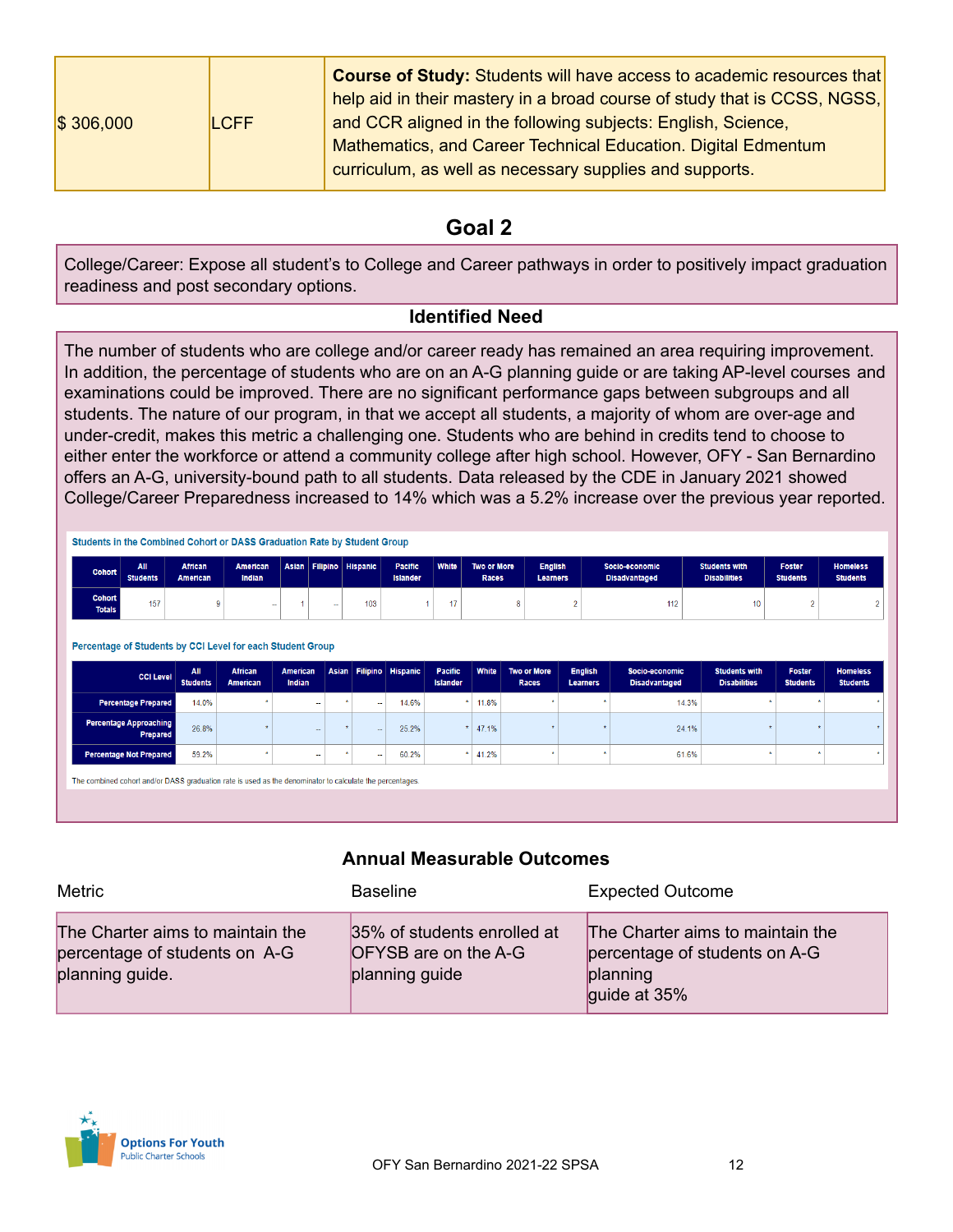| | | |
|---|---|---|
| $ 306,000 | LCFF | **Course of Study:** Students will have access to academic resources that help aid in their mastery in a broad course of study that is CCSS, NGSS, and CCR aligned in the following subjects: English, Science, Mathematics, and Career Technical Education. Digital Edmentum curriculum, as well as necessary supplies and supports. |

## Goal 2

College/Career: Expose all student's to College and Career pathways in order to positively impact graduation readiness and post secondary options.

### Identified Need

The number of students who are college and/or career ready has remained an area requiring improvement. In addition, the percentage of students who are on an A-G planning guide or are taking AP-level courses and examinations could be improved. There are no significant performance gaps between subgroups and all students. The nature of our program, in that we accept all students, a majority of whom are over-age and under-credit, makes this metric a challenging one. Students who are behind in credits tend to choose to either enter the workforce or attend a community college after high school. However, OFY - San Bernardino offers an A-G, university-bound path to all students. Data released by the CDE in January 2021 showed College/Career Preparedness increased to 14% which was a 5.2% increase over the previous year reported.

**Students in the Combined Cohort or DASS Graduation Rate by Student Group**

| Cohort | All Students | African American | American Indian | Asian | Filipino | Hispanic | Pacific Islander | White | Two or More Races | English Learners | Socio-economic Disadvantaged | Students with Disabilities | Foster Students | Homeless Students |
|---|---|---|---|---|---|---|---|---|---|---|---|---|---|---|
| Cohort Totals | 157 | 9 | -- | 1 | -- | 103 | 1 | 17 | 8 | 2 | 112 | 10 | 2 | 2 |

**Percentage of Students by CCI Level for each Student Group**

| CCI Level | All Students | African American | American Indian | Asian | Filipino | Hispanic | Pacific Islander | White | Two or More Races | English Learners | Socio-economic Disadvantaged | Students with Disabilities | Foster Students | Homeless Students |
|---|---|---|---|---|---|---|---|---|---|---|---|---|---|---|
| Percentage Prepared | 14.0% | * | -- | * | -- | 14.6% | * | 11.8% | * | * | 14.3% | * | * | * |
| Percentage Approaching Prepared | 26.8% | * | -- | * | -- | 25.2% | * | 47.1% | * | * | 24.1% | * | * | * |
| Percentage Not Prepared | 59.2% | * | -- | * | -- | 60.2% | * | 41.2% | * | * | 61.6% | * | * | * |

The combined cohort and/or DASS graduation rate is used as the denominator to calculate the percentages.

### Annual Measurable Outcomes

| Metric | Baseline | Expected Outcome |
|---|---|---|
| The Charter aims to maintain the percentage of students on A-G planning guide. | 35% of students enrolled at OFYSB are on the A-G planning guide | The Charter aims to maintain the percentage of students on A-G planning guide at 35% |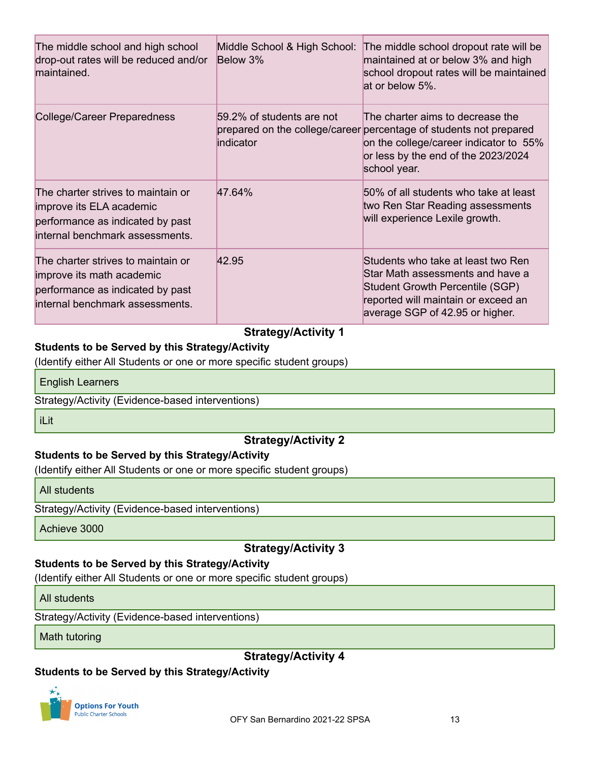| | | |
|---|---|---|
| The middle school and high school drop-out rates will be reduced and/or maintained. | Middle School & High School: Below 3% | The middle school dropout rate will be maintained at or below 3% and high school dropout rates will be maintained at or below 5%. |
| College/Career Preparedness | 59.2% of students are not prepared on the college/career indicator | The charter aims to decrease the percentage of students not prepared on the college/career indicator to 55% or less by the end of the 2023/2024 school year. |
| The charter strives to maintain or improve its ELA academic performance as indicated by past internal benchmark assessments. | 47.64% | 50% of all students who take at least two Ren Star Reading assessments will experience Lexile growth. |
| The charter strives to maintain or improve its math academic performance as indicated by past internal benchmark assessments. | 42.95 | Students who take at least two Ren Star Math assessments and have a Student Growth Percentile (SGP) reported will maintain or exceed an average SGP of 42.95 or higher. |

### Strategy/Activity 1

**Students to be Served by this Strategy/Activity**

(Identify either All Students or one or more specific student groups)

English Learners

Strategy/Activity (Evidence-based interventions)

iLit

### Strategy/Activity 2

**Students to be Served by this Strategy/Activity**

(Identify either All Students or one or more specific student groups)

All students

Strategy/Activity (Evidence-based interventions)

Achieve 3000

### Strategy/Activity 3

**Students to be Served by this Strategy/Activity**

(Identify either All Students or one or more specific student groups)

All students

Strategy/Activity (Evidence-based interventions)

Math tutoring

### Strategy/Activity 4

**Students to be Served by this Strategy/Activity**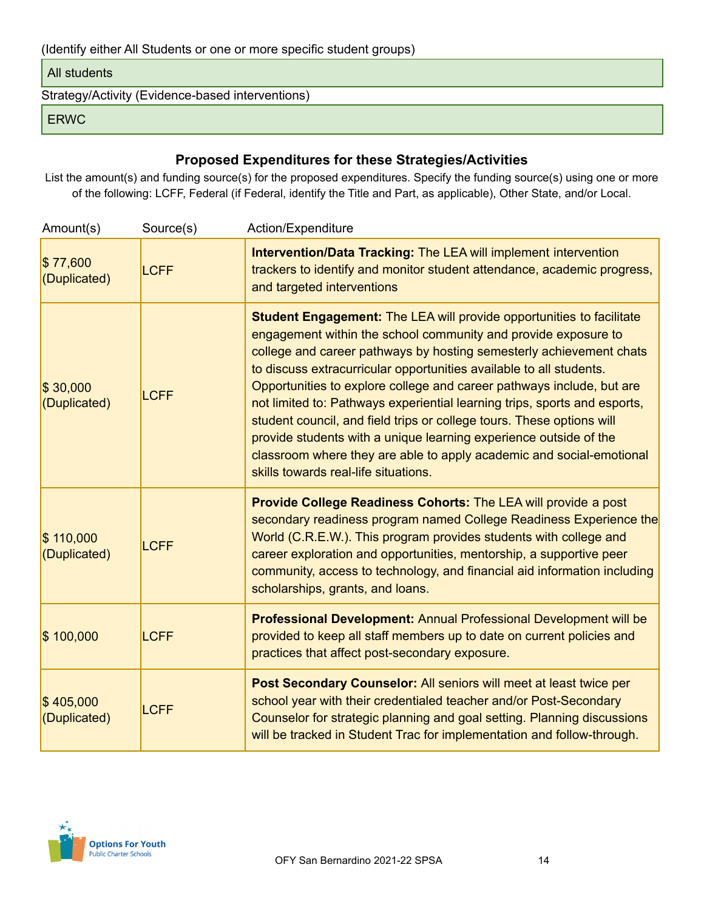(Identify either All Students or one or more specific student groups)

All students

Strategy/Activity (Evidence-based interventions)

ERWC

### Proposed Expenditures for these Strategies/Activities

List the amount(s) and funding source(s) for the proposed expenditures. Specify the funding source(s) using one or more of the following: LCFF, Federal (if Federal, identify the Title and Part, as applicable), Other State, and/or Local.

| Amount(s) | Source(s) | Action/Expenditure |
|---|---|---|
| $ 77,600 (Duplicated) | LCFF | **Intervention/Data Tracking:** The LEA will implement intervention trackers to identify and monitor student attendance, academic progress, and targeted interventions |
| $ 30,000 (Duplicated) | LCFF | **Student Engagement:** The LEA will provide opportunities to facilitate engagement within the school community and provide exposure to college and career pathways by hosting semesterly achievement chats to discuss extracurricular opportunities available to all students. Opportunities to explore college and career pathways include, but are not limited to: Pathways experiential learning trips, sports and esports, student council, and field trips or college tours. These options will provide students with a unique learning experience outside of the classroom where they are able to apply academic and social-emotional skills towards real-life situations. |
| $ 110,000 (Duplicated) | LCFF | **Provide College Readiness Cohorts:** The LEA will provide a post secondary readiness program named College Readiness Experience the World (C.R.E.W.). This program provides students with college and career exploration and opportunities, mentorship, a supportive peer community, access to technology, and financial aid information including scholarships, grants, and loans. |
| $ 100,000 | LCFF | **Professional Development:** Annual Professional Development will be provided to keep all staff members up to date on current policies and practices that affect post-secondary exposure. |
| $ 405,000 (Duplicated) | LCFF | **Post Secondary Counselor:** All seniors will meet at least twice per school year with their credentialed teacher and/or Post-Secondary Counselor for strategic planning and goal setting. Planning discussions will be tracked in Student Trac for implementation and follow-through. |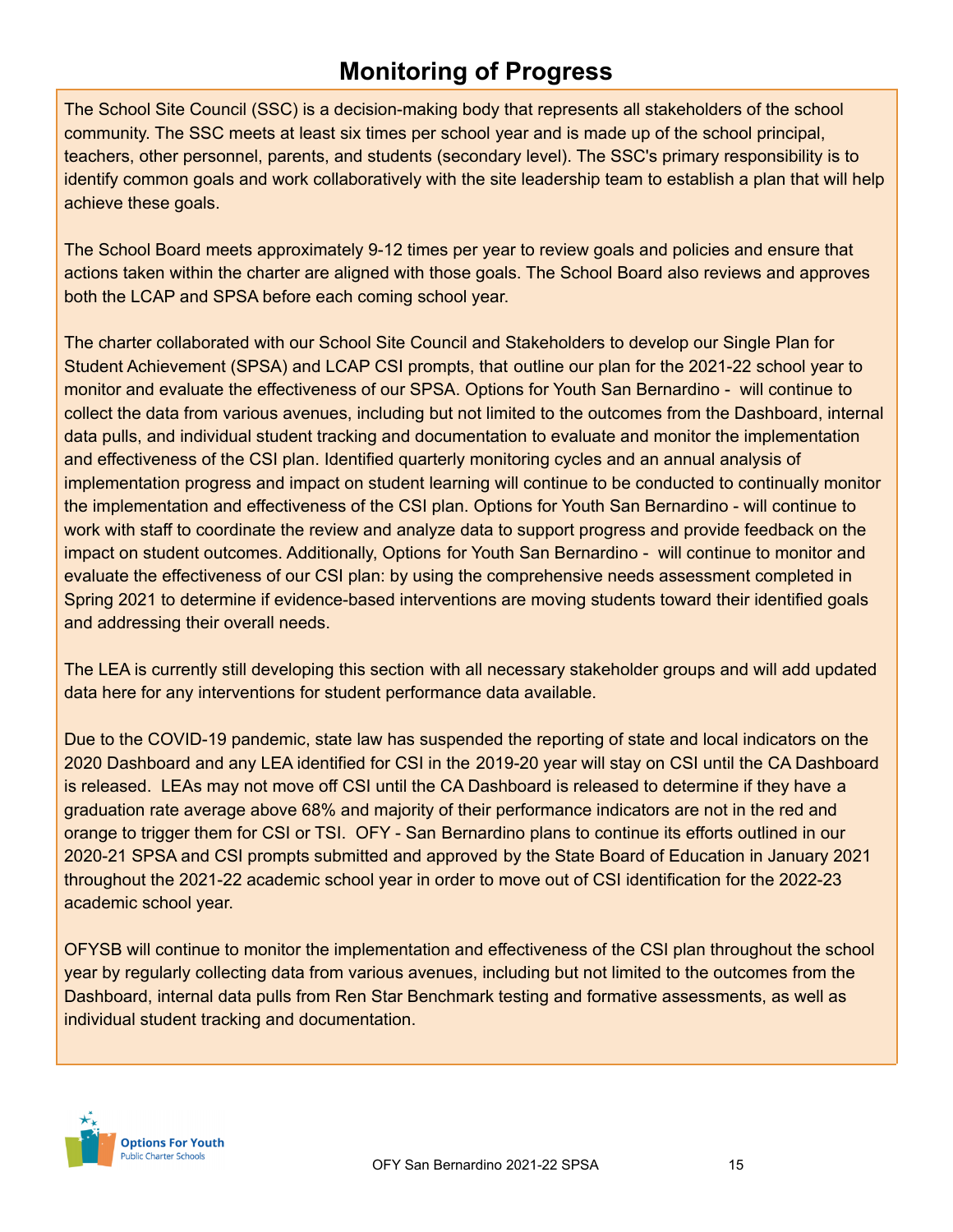# Monitoring of Progress

The School Site Council (SSC) is a decision-making body that represents all stakeholders of the school community. The SSC meets at least six times per school year and is made up of the school principal, teachers, other personnel, parents, and students (secondary level). The SSC's primary responsibility is to identify common goals and work collaboratively with the site leadership team to establish a plan that will help achieve these goals.

The School Board meets approximately 9-12 times per year to review goals and policies and ensure that actions taken within the charter are aligned with those goals. The School Board also reviews and approves both the LCAP and SPSA before each coming school year.

The charter collaborated with our School Site Council and Stakeholders to develop our Single Plan for Student Achievement (SPSA) and LCAP CSI prompts, that outline our plan for the 2021-22 school year to monitor and evaluate the effectiveness of our SPSA. Options for Youth San Bernardino - will continue to collect the data from various avenues, including but not limited to the outcomes from the Dashboard, internal data pulls, and individual student tracking and documentation to evaluate and monitor the implementation and effectiveness of the CSI plan. Identified quarterly monitoring cycles and an annual analysis of implementation progress and impact on student learning will continue to be conducted to continually monitor the implementation and effectiveness of the CSI plan. Options for Youth San Bernardino - will continue to work with staff to coordinate the review and analyze data to support progress and provide feedback on the impact on student outcomes. Additionally, Options for Youth San Bernardino - will continue to monitor and evaluate the effectiveness of our CSI plan: by using the comprehensive needs assessment completed in Spring 2021 to determine if evidence-based interventions are moving students toward their identified goals and addressing their overall needs.

The LEA is currently still developing this section with all necessary stakeholder groups and will add updated data here for any interventions for student performance data available.

Due to the COVID-19 pandemic, state law has suspended the reporting of state and local indicators on the 2020 Dashboard and any LEA identified for CSI in the 2019-20 year will stay on CSI until the CA Dashboard is released. LEAs may not move off CSI until the CA Dashboard is released to determine if they have a graduation rate average above 68% and majority of their performance indicators are not in the red and orange to trigger them for CSI or TSI. OFY - San Bernardino plans to continue its efforts outlined in our 2020-21 SPSA and CSI prompts submitted and approved by the State Board of Education in January 2021 throughout the 2021-22 academic school year in order to move out of CSI identification for the 2022-23 academic school year.

OFYSB will continue to monitor the implementation and effectiveness of the CSI plan throughout the school year by regularly collecting data from various avenues, including but not limited to the outcomes from the Dashboard, internal data pulls from Ren Star Benchmark testing and formative assessments, as well as individual student tracking and documentation.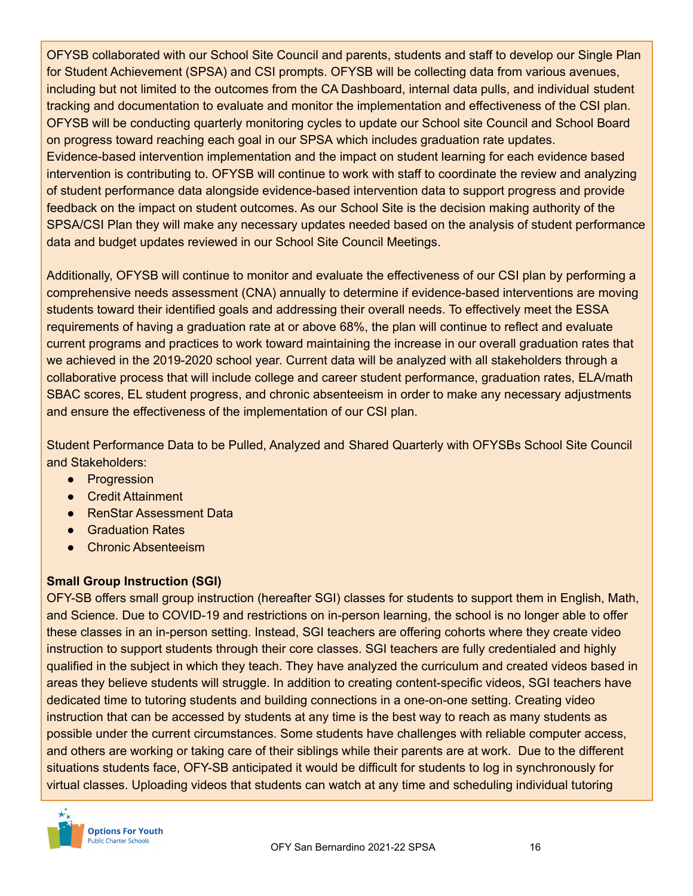OFYSB collaborated with our School Site Council and parents, students and staff to develop our Single Plan for Student Achievement (SPSA) and CSI prompts. OFYSB will be collecting data from various avenues, including but not limited to the outcomes from the CA Dashboard, internal data pulls, and individual student tracking and documentation to evaluate and monitor the implementation and effectiveness of the CSI plan. OFYSB will be conducting quarterly monitoring cycles to update our School site Council and School Board on progress toward reaching each goal in our SPSA which includes graduation rate updates. Evidence-based intervention implementation and the impact on student learning for each evidence based intervention is contributing to. OFYSB will continue to work with staff to coordinate the review and analyzing of student performance data alongside evidence-based intervention data to support progress and provide feedback on the impact on student outcomes. As our School Site is the decision making authority of the SPSA/CSI Plan they will make any necessary updates needed based on the analysis of student performance data and budget updates reviewed in our School Site Council Meetings.

Additionally, OFYSB will continue to monitor and evaluate the effectiveness of our CSI plan by performing a comprehensive needs assessment (CNA) annually to determine if evidence-based interventions are moving students toward their identified goals and addressing their overall needs. To effectively meet the ESSA requirements of having a graduation rate at or above 68%, the plan will continue to reflect and evaluate current programs and practices to work toward maintaining the increase in our overall graduation rates that we achieved in the 2019-2020 school year. Current data will be analyzed with all stakeholders through a collaborative process that will include college and career student performance, graduation rates, ELA/math SBAC scores, EL student progress, and chronic absenteeism in order to make any necessary adjustments and ensure the effectiveness of the implementation of our CSI plan.

Student Performance Data to be Pulled, Analyzed and Shared Quarterly with OFYSBs School Site Council and Stakeholders:

- Progression
- Credit Attainment
- RenStar Assessment Data
- Graduation Rates
- Chronic Absenteeism

**Small Group Instruction (SGI)**

OFY-SB offers small group instruction (hereafter SGI) classes for students to support them in English, Math, and Science. Due to COVID-19 and restrictions on in-person learning, the school is no longer able to offer these classes in an in-person setting. Instead, SGI teachers are offering cohorts where they create video instruction to support students through their core classes. SGI teachers are fully credentialed and highly qualified in the subject in which they teach. They have analyzed the curriculum and created videos based in areas they believe students will struggle. In addition to creating content-specific videos, SGI teachers have dedicated time to tutoring students and building connections in a one-on-one setting. Creating video instruction that can be accessed by students at any time is the best way to reach as many students as possible under the current circumstances. Some students have challenges with reliable computer access, and others are working or taking care of their siblings while their parents are at work. Due to the different situations students face, OFY-SB anticipated it would be difficult for students to log in synchronously for virtual classes. Uploading videos that students can watch at any time and scheduling individual tutoring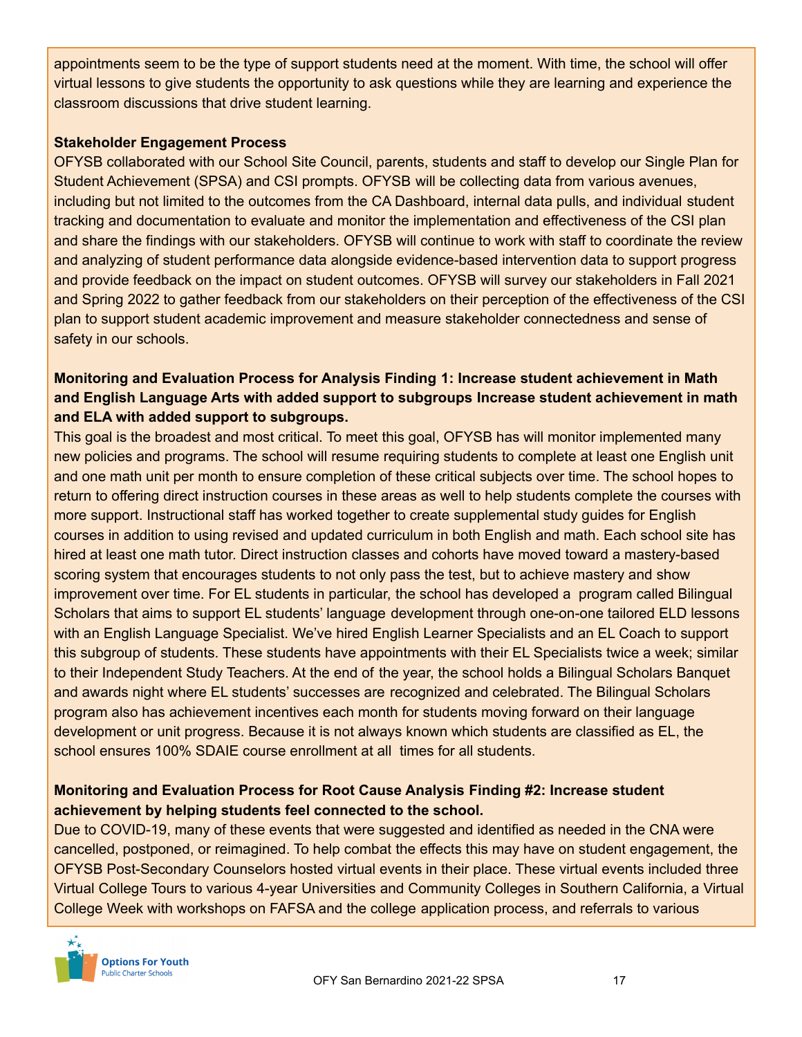appointments seem to be the type of support students need at the moment. With time, the school will offer virtual lessons to give students the opportunity to ask questions while they are learning and experience the classroom discussions that drive student learning.

**Stakeholder Engagement Process**

OFYSB collaborated with our School Site Council, parents, students and staff to develop our Single Plan for Student Achievement (SPSA) and CSI prompts. OFYSB will be collecting data from various avenues, including but not limited to the outcomes from the CA Dashboard, internal data pulls, and individual student tracking and documentation to evaluate and monitor the implementation and effectiveness of the CSI plan and share the findings with our stakeholders. OFYSB will continue to work with staff to coordinate the review and analyzing of student performance data alongside evidence-based intervention data to support progress and provide feedback on the impact on student outcomes. OFYSB will survey our stakeholders in Fall 2021 and Spring 2022 to gather feedback from our stakeholders on their perception of the effectiveness of the CSI plan to support student academic improvement and measure stakeholder connectedness and sense of safety in our schools.

**Monitoring and Evaluation Process for Analysis Finding 1: Increase student achievement in Math and English Language Arts with added support to subgroups Increase student achievement in math and ELA with added support to subgroups.**

This goal is the broadest and most critical. To meet this goal, OFYSB has will monitor implemented many new policies and programs. The school will resume requiring students to complete at least one English unit and one math unit per month to ensure completion of these critical subjects over time. The school hopes to return to offering direct instruction courses in these areas as well to help students complete the courses with more support. Instructional staff has worked together to create supplemental study guides for English courses in addition to using revised and updated curriculum in both English and math. Each school site has hired at least one math tutor. Direct instruction classes and cohorts have moved toward a mastery-based scoring system that encourages students to not only pass the test, but to achieve mastery and show improvement over time. For EL students in particular, the school has developed a program called Bilingual Scholars that aims to support EL students' language development through one-on-one tailored ELD lessons with an English Language Specialist. We've hired English Learner Specialists and an EL Coach to support this subgroup of students. These students have appointments with their EL Specialists twice a week; similar to their Independent Study Teachers. At the end of the year, the school holds a Bilingual Scholars Banquet and awards night where EL students' successes are recognized and celebrated. The Bilingual Scholars program also has achievement incentives each month for students moving forward on their language development or unit progress. Because it is not always known which students are classified as EL, the school ensures 100% SDAIE course enrollment at all times for all students.

**Monitoring and Evaluation Process for Root Cause Analysis Finding #2: Increase student achievement by helping students feel connected to the school.**

Due to COVID-19, many of these events that were suggested and identified as needed in the CNA were cancelled, postponed, or reimagined. To help combat the effects this may have on student engagement, the OFYSB Post-Secondary Counselors hosted virtual events in their place. These virtual events included three Virtual College Tours to various 4-year Universities and Community Colleges in Southern California, a Virtual College Week with workshops on FAFSA and the college application process, and referrals to various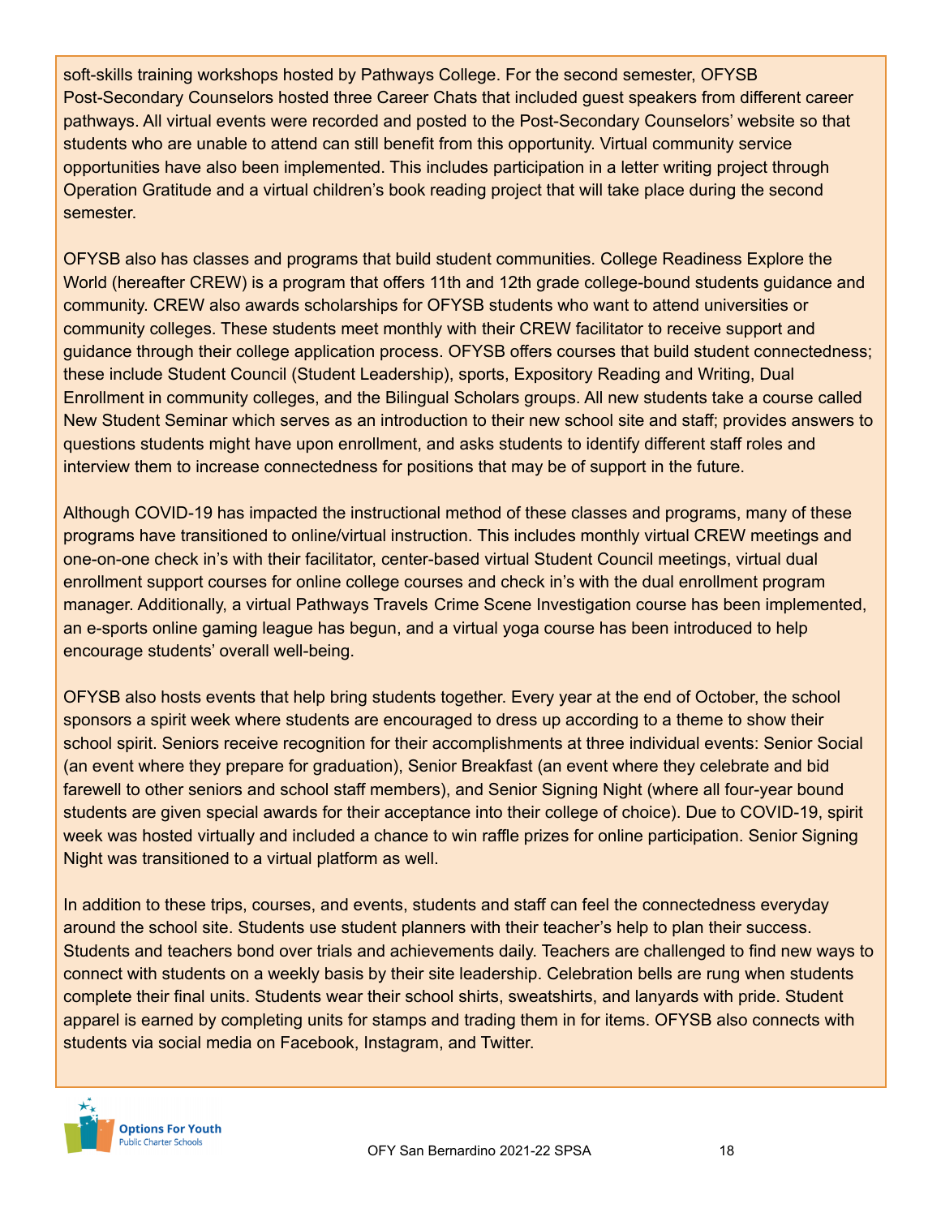soft-skills training workshops hosted by Pathways College. For the second semester, OFYSB Post-Secondary Counselors hosted three Career Chats that included guest speakers from different career pathways. All virtual events were recorded and posted to the Post-Secondary Counselors' website so that students who are unable to attend can still benefit from this opportunity. Virtual community service opportunities have also been implemented. This includes participation in a letter writing project through Operation Gratitude and a virtual children's book reading project that will take place during the second semester.

OFYSB also has classes and programs that build student communities. College Readiness Explore the World (hereafter CREW) is a program that offers 11th and 12th grade college-bound students guidance and community. CREW also awards scholarships for OFYSB students who want to attend universities or community colleges. These students meet monthly with their CREW facilitator to receive support and guidance through their college application process. OFYSB offers courses that build student connectedness; these include Student Council (Student Leadership), sports, Expository Reading and Writing, Dual Enrollment in community colleges, and the Bilingual Scholars groups. All new students take a course called New Student Seminar which serves as an introduction to their new school site and staff; provides answers to questions students might have upon enrollment, and asks students to identify different staff roles and interview them to increase connectedness for positions that may be of support in the future.

Although COVID-19 has impacted the instructional method of these classes and programs, many of these programs have transitioned to online/virtual instruction. This includes monthly virtual CREW meetings and one-on-one check in's with their facilitator, center-based virtual Student Council meetings, virtual dual enrollment support courses for online college courses and check in's with the dual enrollment program manager. Additionally, a virtual Pathways Travels Crime Scene Investigation course has been implemented, an e-sports online gaming league has begun, and a virtual yoga course has been introduced to help encourage students' overall well-being.

OFYSB also hosts events that help bring students together. Every year at the end of October, the school sponsors a spirit week where students are encouraged to dress up according to a theme to show their school spirit. Seniors receive recognition for their accomplishments at three individual events: Senior Social (an event where they prepare for graduation), Senior Breakfast (an event where they celebrate and bid farewell to other seniors and school staff members), and Senior Signing Night (where all four-year bound students are given special awards for their acceptance into their college of choice). Due to COVID-19, spirit week was hosted virtually and included a chance to win raffle prizes for online participation. Senior Signing Night was transitioned to a virtual platform as well.

In addition to these trips, courses, and events, students and staff can feel the connectedness everyday around the school site. Students use student planners with their teacher's help to plan their success. Students and teachers bond over trials and achievements daily. Teachers are challenged to find new ways to connect with students on a weekly basis by their site leadership. Celebration bells are rung when students complete their final units. Students wear their school shirts, sweatshirts, and lanyards with pride. Student apparel is earned by completing units for stamps and trading them in for items. OFYSB also connects with students via social media on Facebook, Instagram, and Twitter.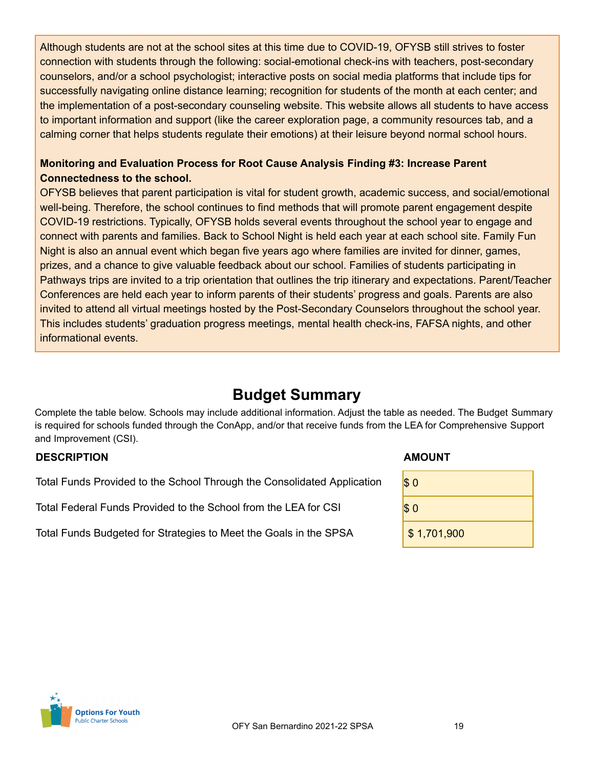Although students are not at the school sites at this time due to COVID-19, OFYSB still strives to foster connection with students through the following: social-emotional check-ins with teachers, post-secondary counselors, and/or a school psychologist; interactive posts on social media platforms that include tips for successfully navigating online distance learning; recognition for students of the month at each center; and the implementation of a post-secondary counseling website. This website allows all students to have access to important information and support (like the career exploration page, a community resources tab, and a calming corner that helps students regulate their emotions) at their leisure beyond normal school hours.

**Monitoring and Evaluation Process for Root Cause Analysis Finding #3: Increase Parent Connectedness to the school.**

OFYSB believes that parent participation is vital for student growth, academic success, and social/emotional well-being. Therefore, the school continues to find methods that will promote parent engagement despite COVID-19 restrictions. Typically, OFYSB holds several events throughout the school year to engage and connect with parents and families. Back to School Night is held each year at each school site. Family Fun Night is also an annual event which began five years ago where families are invited for dinner, games, prizes, and a chance to give valuable feedback about our school. Families of students participating in Pathways trips are invited to a trip orientation that outlines the trip itinerary and expectations. Parent/Teacher Conferences are held each year to inform parents of their students' progress and goals. Parents are also invited to attend all virtual meetings hosted by the Post-Secondary Counselors throughout the school year. This includes students' graduation progress meetings, mental health check-ins, FAFSA nights, and other informational events.

## Budget Summary

Complete the table below. Schools may include additional information. Adjust the table as needed. The Budget Summary is required for schools funded through the ConApp, and/or that receive funds from the LEA for Comprehensive Support and Improvement (CSI).

| DESCRIPTION | AMOUNT |
|---|---|
| Total Funds Provided to the School Through the Consolidated Application | $ 0 |
| Total Federal Funds Provided to the School from the LEA for CSI | $ 0 |
| Total Funds Budgeted for Strategies to Meet the Goals in the SPSA | $ 1,701,900 |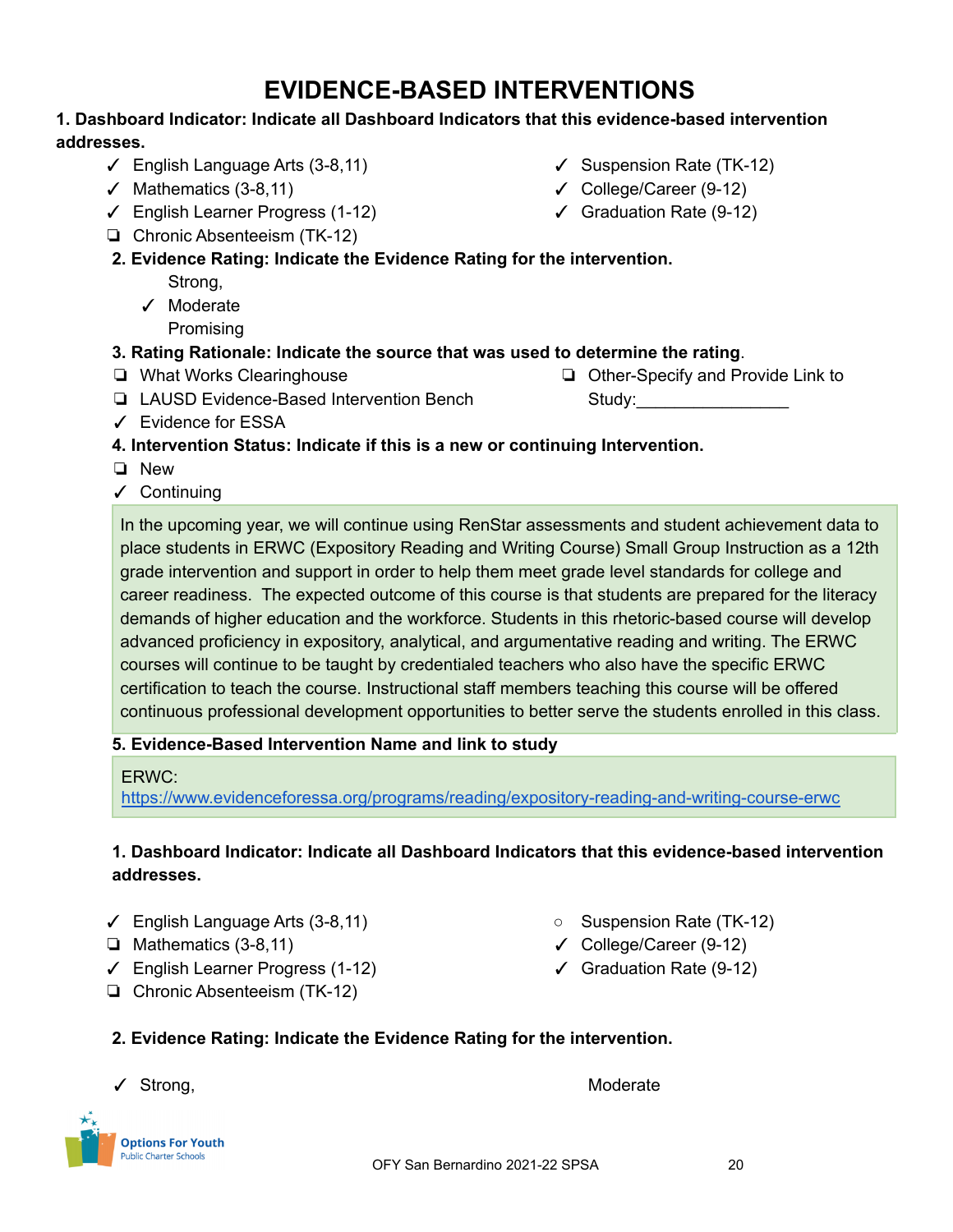# EVIDENCE-BASED INTERVENTIONS

**1. Dashboard Indicator: Indicate all Dashboard Indicators that this evidence-based intervention addresses.**

- ✓ English Language Arts (3-8,11)
- ✓ Mathematics (3-8,11)
- ✓ English Learner Progress (1-12)
- ❏ Chronic Absenteeism (TK-12)
- ✓ Suspension Rate (TK-12)
- ✓ College/Career (9-12)
- ✓ Graduation Rate (9-12)

**2. Evidence Rating: Indicate the Evidence Rating for the intervention.**

- Strong,
- ✓ Moderate
- Promising

**3. Rating Rationale: Indicate the source that was used to determine the rating.**

- ❏ What Works Clearinghouse
- ❏ LAUSD Evidence-Based Intervention Bench
- ✓ Evidence for ESSA
- ❏ Other-Specify and Provide Link to Study:________________

**4. Intervention Status: Indicate if this is a new or continuing Intervention.**

- ❏ New
- ✓ Continuing

In the upcoming year, we will continue using RenStar assessments and student achievement data to place students in ERWC (Expository Reading and Writing Course) Small Group Instruction as a 12th grade intervention and support in order to help them meet grade level standards for college and career readiness. The expected outcome of this course is that students are prepared for the literacy demands of higher education and the workforce. Students in this rhetoric-based course will develop advanced proficiency in expository, analytical, and argumentative reading and writing. The ERWC courses will continue to be taught by credentialed teachers who also have the specific ERWC certification to teach the course. Instructional staff members teaching this course will be offered continuous professional development opportunities to better serve the students enrolled in this class.

**5. Evidence-Based Intervention Name and link to study**

ERWC:
https://www.evidenceforessa.org/programs/reading/expository-reading-and-writing-course-erwc

**1. Dashboard Indicator: Indicate all Dashboard Indicators that this evidence-based intervention addresses.**

- ✓ English Language Arts (3-8,11)
- ❏ Mathematics (3-8,11)
- ✓ English Learner Progress (1-12)
- ❏ Chronic Absenteeism (TK-12)
- ○ Suspension Rate (TK-12)
- ✓ College/Career (9-12)
- ✓ Graduation Rate (9-12)

**2. Evidence Rating: Indicate the Evidence Rating for the intervention.**

- ✓ Strong,
- Moderate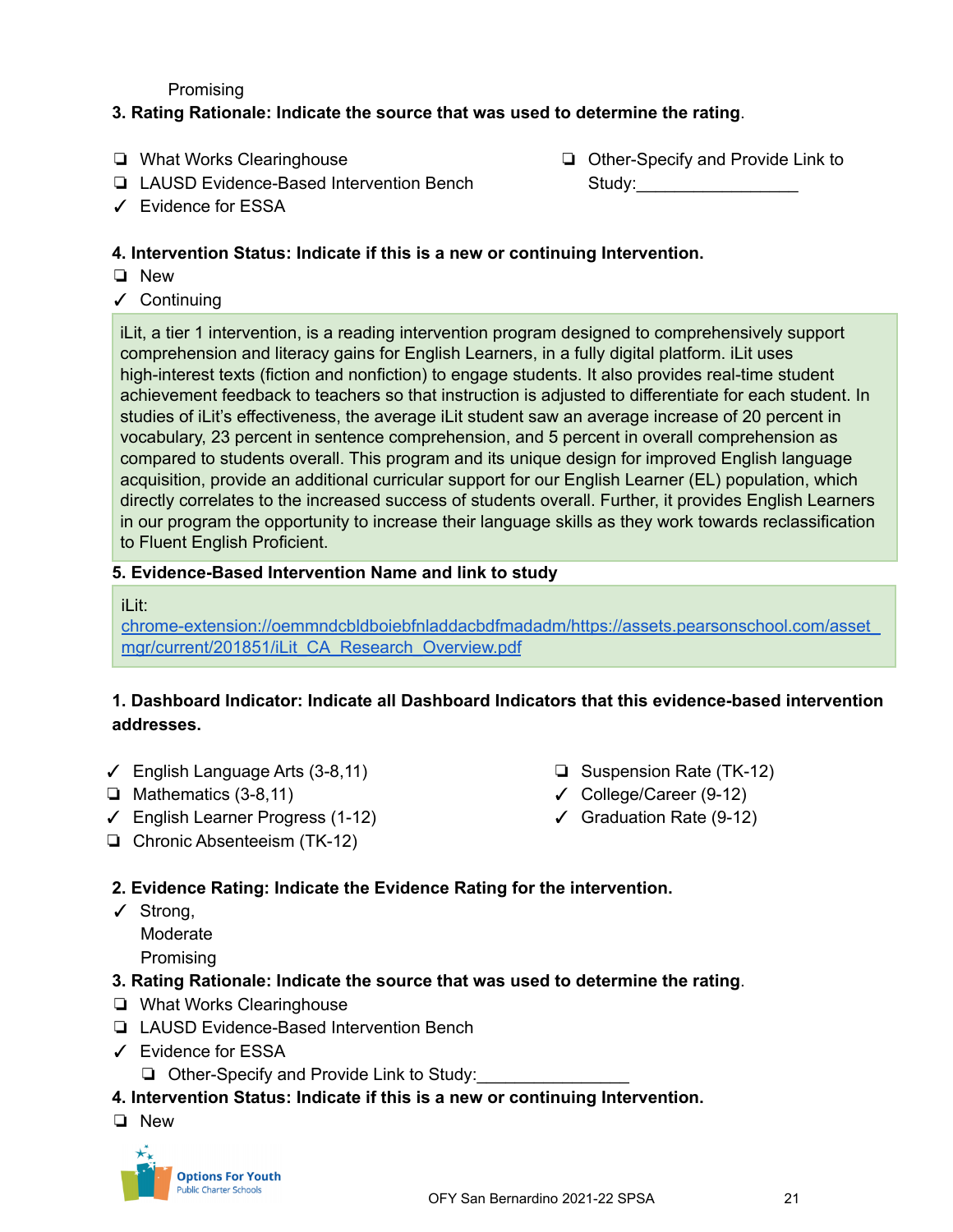Promising

**3. Rating Rationale: Indicate the source that was used to determine the rating.**

- ❏ What Works Clearinghouse
- ❏ LAUSD Evidence-Based Intervention Bench
- ✓ Evidence for ESSA
- ❏ Other-Specify and Provide Link to Study:_________________

**4. Intervention Status: Indicate if this is a new or continuing Intervention.**

- ❏ New
- ✓ Continuing

iLit, a tier 1 intervention, is a reading intervention program designed to comprehensively support comprehension and literacy gains for English Learners, in a fully digital platform. iLit uses high-interest texts (fiction and nonfiction) to engage students. It also provides real-time student achievement feedback to teachers so that instruction is adjusted to differentiate for each student. In studies of iLit's effectiveness, the average iLit student saw an average increase of 20 percent in vocabulary, 23 percent in sentence comprehension, and 5 percent in overall comprehension as compared to students overall. This program and its unique design for improved English language acquisition, provide an additional curricular support for our English Learner (EL) population, which directly correlates to the increased success of students overall. Further, it provides English Learners in our program the opportunity to increase their language skills as they work towards reclassification to Fluent English Proficient.

**5. Evidence-Based Intervention Name and link to study**

iLit:
[chrome-extension://oemmndcbldboiebfnladdacbdfmadadm/https://assets.pearsonschool.com/asset_mgr/current/201851/iLit_CA_Research_Overview.pdf](chrome-extension://oemmndcbldboiebfnladdacbdfmadadm/https://assets.pearsonschool.com/asset_mgr/current/201851/iLit_CA_Research_Overview.pdf)

**1. Dashboard Indicator: Indicate all Dashboard Indicators that this evidence-based intervention addresses.**

- ✓ English Language Arts (3-8,11)
- ❏ Mathematics (3-8,11)
- ✓ English Learner Progress (1-12)
- ❏ Chronic Absenteeism (TK-12)
- ❏ Suspension Rate (TK-12)
- ✓ College/Career (9-12)
- ✓ Graduation Rate (9-12)

**2. Evidence Rating: Indicate the Evidence Rating for the intervention.**

- ✓ Strong,

  Moderate

  Promising

**3. Rating Rationale: Indicate the source that was used to determine the rating.**

- ❏ What Works Clearinghouse
- ❏ LAUSD Evidence-Based Intervention Bench
- ✓ Evidence for ESSA
  - ❏ Other-Specify and Provide Link to Study:________________

**4. Intervention Status: Indicate if this is a new or continuing Intervention.**

- ❏ New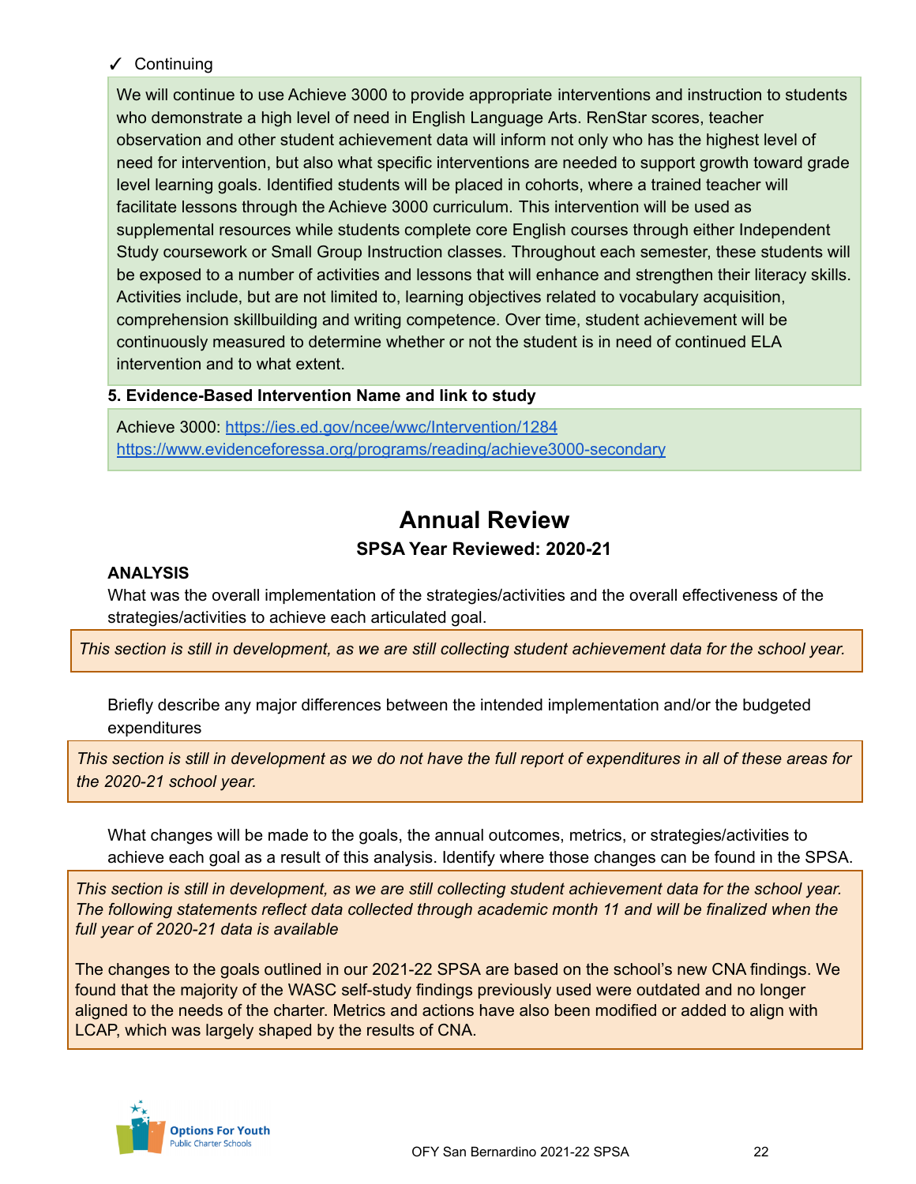✓ Continuing

We will continue to use Achieve 3000 to provide appropriate interventions and instruction to students who demonstrate a high level of need in English Language Arts. RenStar scores, teacher observation and other student achievement data will inform not only who has the highest level of need for intervention, but also what specific interventions are needed to support growth toward grade level learning goals. Identified students will be placed in cohorts, where a trained teacher will facilitate lessons through the Achieve 3000 curriculum. This intervention will be used as supplemental resources while students complete core English courses through either Independent Study coursework or Small Group Instruction classes. Throughout each semester, these students will be exposed to a number of activities and lessons that will enhance and strengthen their literacy skills. Activities include, but are not limited to, learning objectives related to vocabulary acquisition, comprehension skillbuilding and writing competence. Over time, student achievement will be continuously measured to determine whether or not the student is in need of continued ELA intervention and to what extent.

**5. Evidence-Based Intervention Name and link to study**

Achieve 3000: https://ies.ed.gov/ncee/wwc/Intervention/1284
https://www.evidenceforessa.org/programs/reading/achieve3000-secondary

## Annual Review

### SPSA Year Reviewed: 2020-21

**ANALYSIS**

What was the overall implementation of the strategies/activities and the overall effectiveness of the strategies/activities to achieve each articulated goal.

*This section is still in development, as we are still collecting student achievement data for the school year.*

Briefly describe any major differences between the intended implementation and/or the budgeted expenditures

*This section is still in development as we do not have the full report of expenditures in all of these areas for the 2020-21 school year.*

What changes will be made to the goals, the annual outcomes, metrics, or strategies/activities to achieve each goal as a result of this analysis. Identify where those changes can be found in the SPSA.

*This section is still in development, as we are still collecting student achievement data for the school year. The following statements reflect data collected through academic month 11 and will be finalized when the full year of 2020-21 data is available*

The changes to the goals outlined in our 2021-22 SPSA are based on the school's new CNA findings. We found that the majority of the WASC self-study findings previously used were outdated and no longer aligned to the needs of the charter. Metrics and actions have also been modified or added to align with LCAP, which was largely shaped by the results of CNA.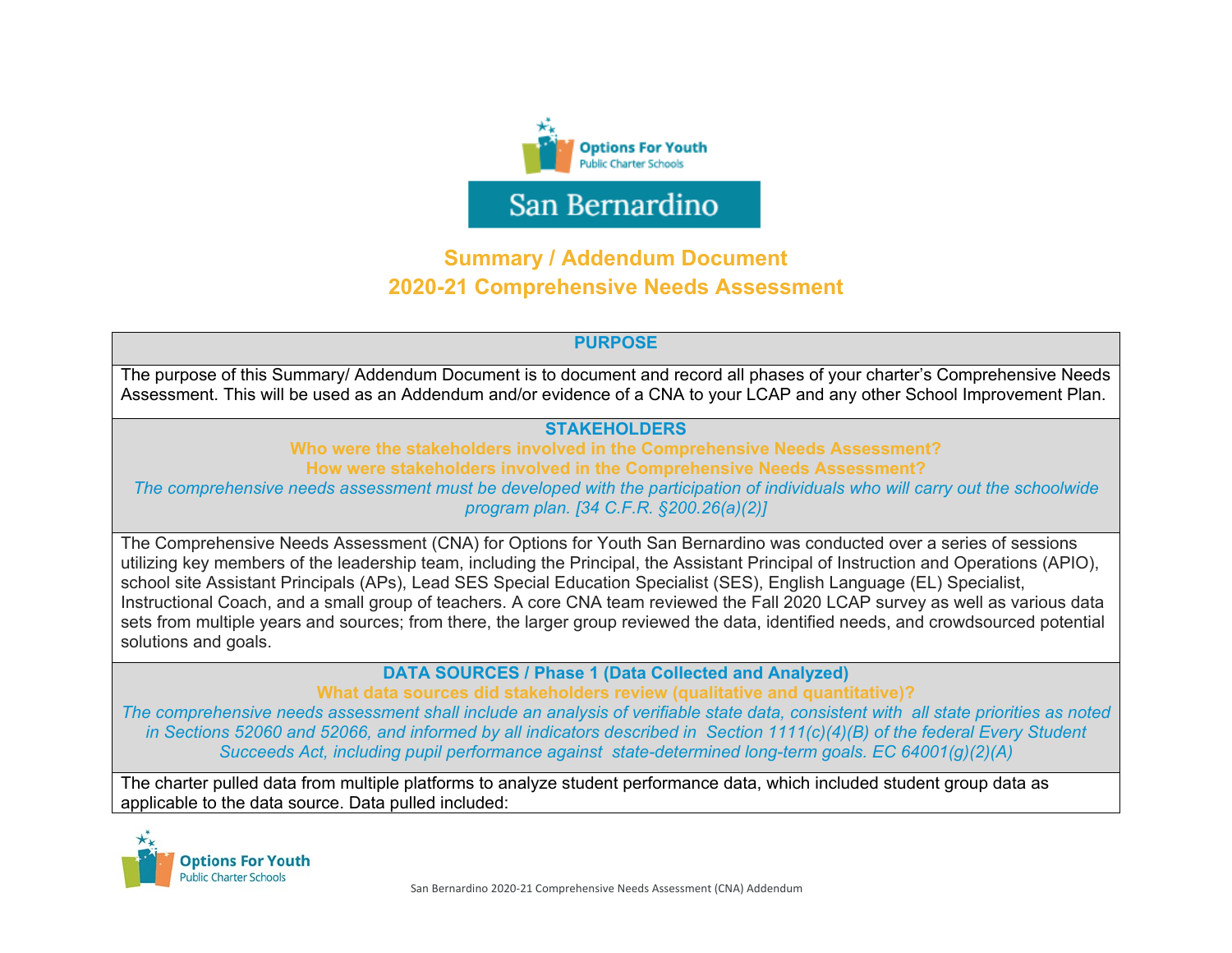San Bernardino

# Summary / Addendum Document
## 2020-21 Comprehensive Needs Assessment

| PURPOSE |
| --- |
| The purpose of this Summary/ Addendum Document is to document and record all phases of your charter's Comprehensive Needs Assessment. This will be used as an Addendum and/or evidence of a CNA to your LCAP and any other School Improvement Plan. |
| **STAKEHOLDERS**<br>**Who were the stakeholders involved in the Comprehensive Needs Assessment?**<br>**How were stakeholders involved in the Comprehensive Needs Assessment?**<br>*The comprehensive needs assessment must be developed with the participation of individuals who will carry out the schoolwide program plan. [34 C.F.R. §200.26(a)(2)]* |
| The Comprehensive Needs Assessment (CNA) for Options for Youth San Bernardino was conducted over a series of sessions utilizing key members of the leadership team, including the Principal, the Assistant Principal of Instruction and Operations (APIO), school site Assistant Principals (APs), Lead SES Special Education Specialist (SES), English Language (EL) Specialist, Instructional Coach, and a small group of teachers. A core CNA team reviewed the Fall 2020 LCAP survey as well as various data sets from multiple years and sources; from there, the larger group reviewed the data, identified needs, and crowdsourced potential solutions and goals. |
| **DATA SOURCES / Phase 1 (Data Collected and Analyzed)**<br>**What data sources did stakeholders review (qualitative and quantitative)?**<br>*The comprehensive needs assessment shall include an analysis of verifiable state data, consistent with all state priorities as noted in Sections 52060 and 52066, and informed by all indicators described in Section 1111(c)(4)(B) of the federal Every Student Succeeds Act, including pupil performance against state-determined long-term goals. EC 64001(g)(2)(A)* |
| The charter pulled data from multiple platforms to analyze student performance data, which included student group data as applicable to the data source. Data pulled included: |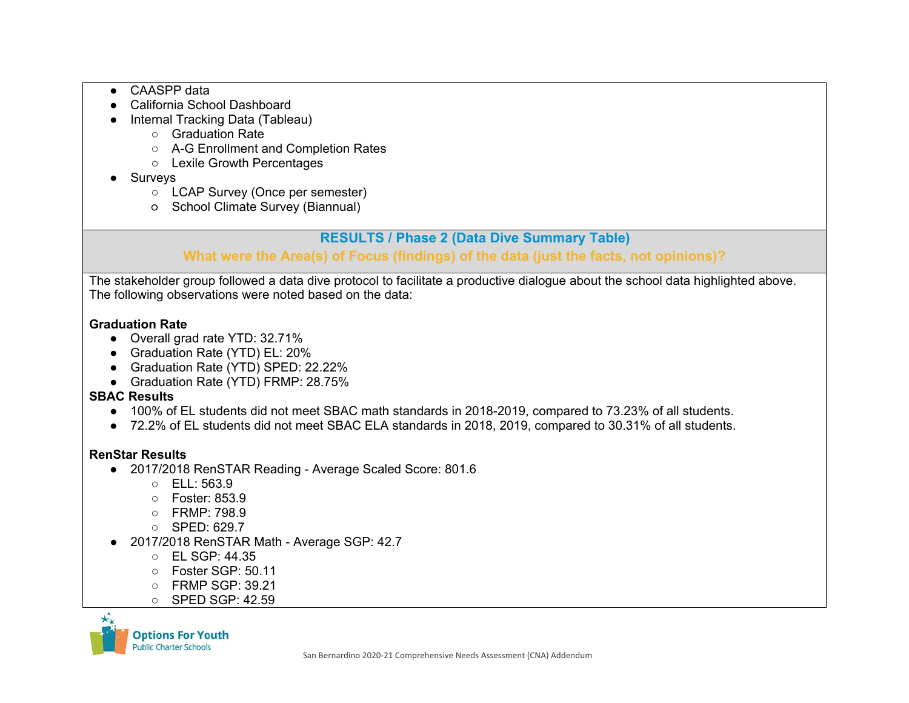- CAASPP data
- California School Dashboard
- Internal Tracking Data (Tableau)
  - Graduation Rate
  - A-G Enrollment and Completion Rates
  - Lexile Growth Percentages
- Surveys
  - LCAP Survey (Once per semester)
  - School Climate Survey (Biannual)

## RESULTS / Phase 2 (Data Dive Summary Table)

### What were the Area(s) of Focus (findings) of the data (just the facts, not opinions)?

The stakeholder group followed a data dive protocol to facilitate a productive dialogue about the school data highlighted above. The following observations were noted based on the data:

**Graduation Rate**

- Overall grad rate YTD: 32.71%
- Graduation Rate (YTD) EL: 20%
- Graduation Rate (YTD) SPED: 22.22%
- Graduation Rate (YTD) FRMP: 28.75%

**SBAC Results**

- 100% of EL students did not meet SBAC math standards in 2018-2019, compared to 73.23% of all students.
- 72.2% of EL students did not meet SBAC ELA standards in 2018, 2019, compared to 30.31% of all students.

**RenStar Results**

- 2017/2018 RenSTAR Reading - Average Scaled Score: 801.6
  - ELL: 563.9
  - Foster: 853.9
  - FRMP: 798.9
  - SPED: 629.7
- 2017/2018 RenSTAR Math - Average SGP: 42.7
  - EL SGP: 44.35
  - Foster SGP: 50.11
  - FRMP SGP: 39.21
  - SPED SGP: 42.59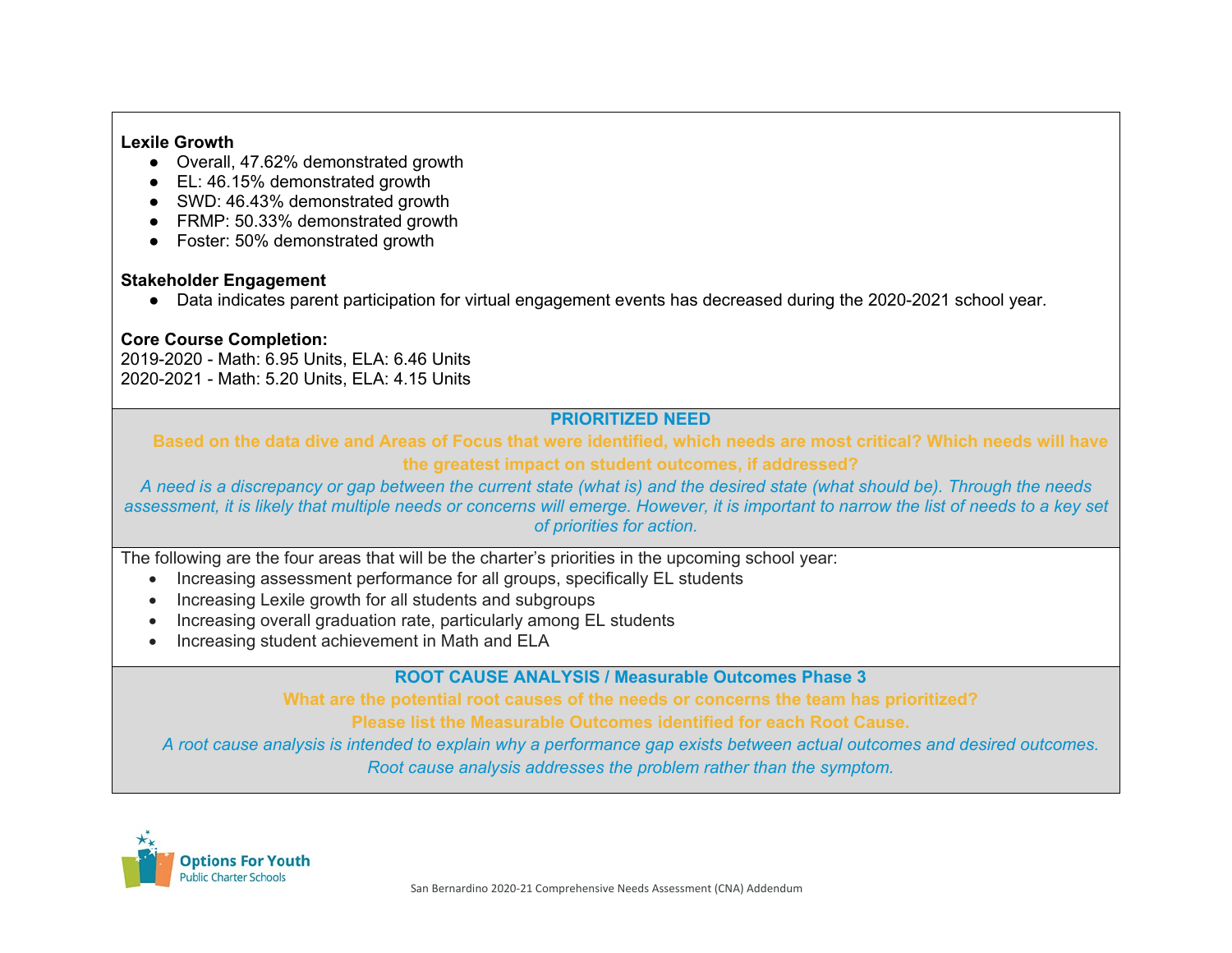**Lexile Growth**

- Overall, 47.62% demonstrated growth
- EL: 46.15% demonstrated growth
- SWD: 46.43% demonstrated growth
- FRMP: 50.33% demonstrated growth
- Foster: 50% demonstrated growth

**Stakeholder Engagement**

- Data indicates parent participation for virtual engagement events has decreased during the 2020-2021 school year.

**Core Course Completion:**

2019-2020 - Math: 6.95 Units, ELA: 6.46 Units
2020-2021 - Math: 5.20 Units, ELA: 4.15 Units

## PRIORITIZED NEED

**Based on the data dive and Areas of Focus that were identified, which needs are most critical? Which needs will have the greatest impact on student outcomes, if addressed?**

*A need is a discrepancy or gap between the current state (what is) and the desired state (what should be). Through the needs assessment, it is likely that multiple needs or concerns will emerge. However, it is important to narrow the list of needs to a key set of priorities for action.*

The following are the four areas that will be the charter's priorities in the upcoming school year:

- Increasing assessment performance for all groups, specifically EL students
- Increasing Lexile growth for all students and subgroups
- Increasing overall graduation rate, particularly among EL students
- Increasing student achievement in Math and ELA

## ROOT CAUSE ANALYSIS / Measurable Outcomes Phase 3

**What are the potential root causes of the needs or concerns the team has prioritized?**

**Please list the Measurable Outcomes identified for each Root Cause.**

*A root cause analysis is intended to explain why a performance gap exists between actual outcomes and desired outcomes. Root cause analysis addresses the problem rather than the symptom.*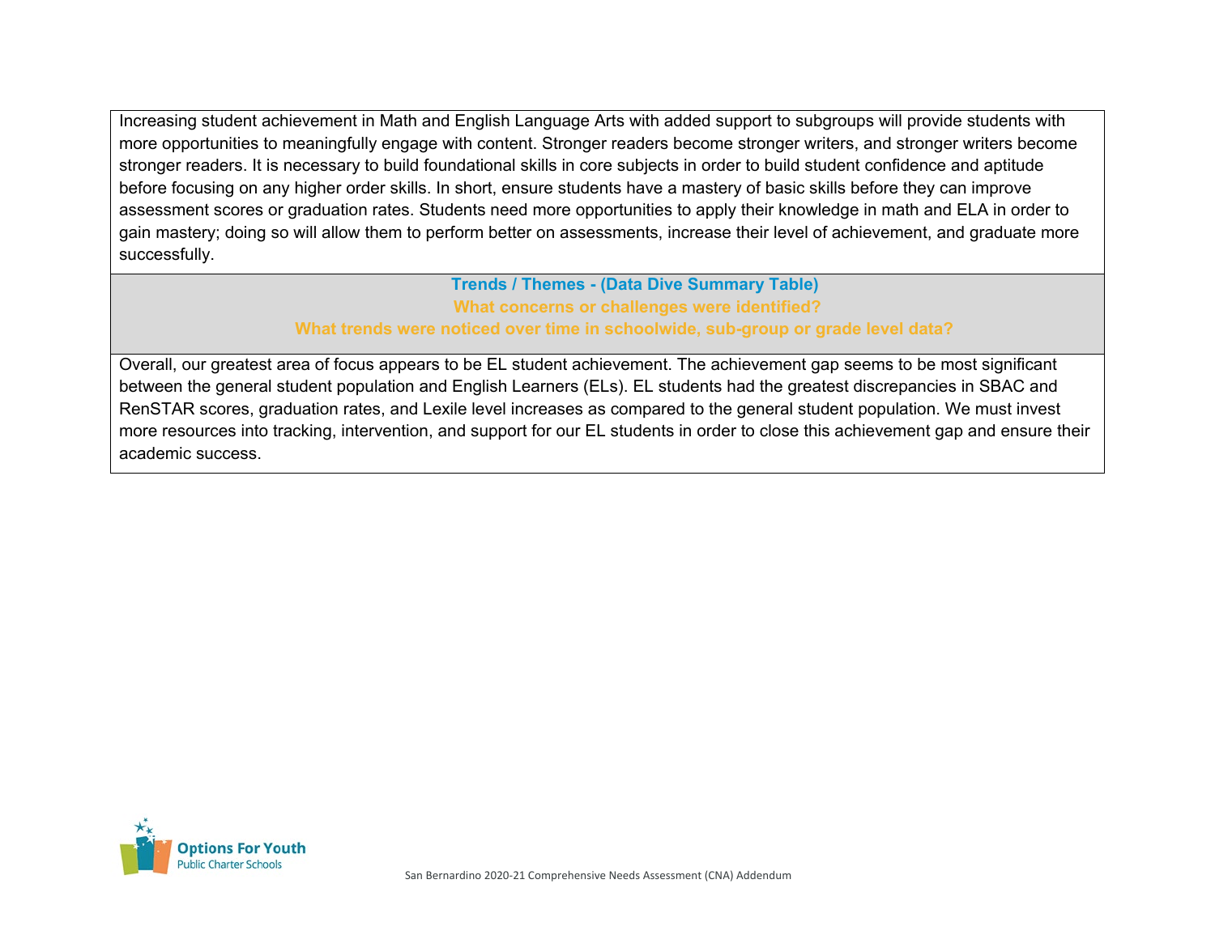Increasing student achievement in Math and English Language Arts with added support to subgroups will provide students with more opportunities to meaningfully engage with content. Stronger readers become stronger writers, and stronger writers become stronger readers. It is necessary to build foundational skills in core subjects in order to build student confidence and aptitude before focusing on any higher order skills. In short, ensure students have a mastery of basic skills before they can improve assessment scores or graduation rates. Students need more opportunities to apply their knowledge in math and ELA in order to gain mastery; doing so will allow them to perform better on assessments, increase their level of achievement, and graduate more successfully.

**Trends / Themes - (Data Dive Summary Table)**

**What concerns or challenges were identified?**

**What trends were noticed over time in schoolwide, sub-group or grade level data?**

Overall, our greatest area of focus appears to be EL student achievement. The achievement gap seems to be most significant between the general student population and English Learners (ELs). EL students had the greatest discrepancies in SBAC and RenSTAR scores, graduation rates, and Lexile level increases as compared to the general student population. We must invest more resources into tracking, intervention, and support for our EL students in order to close this achievement gap and ensure their academic success.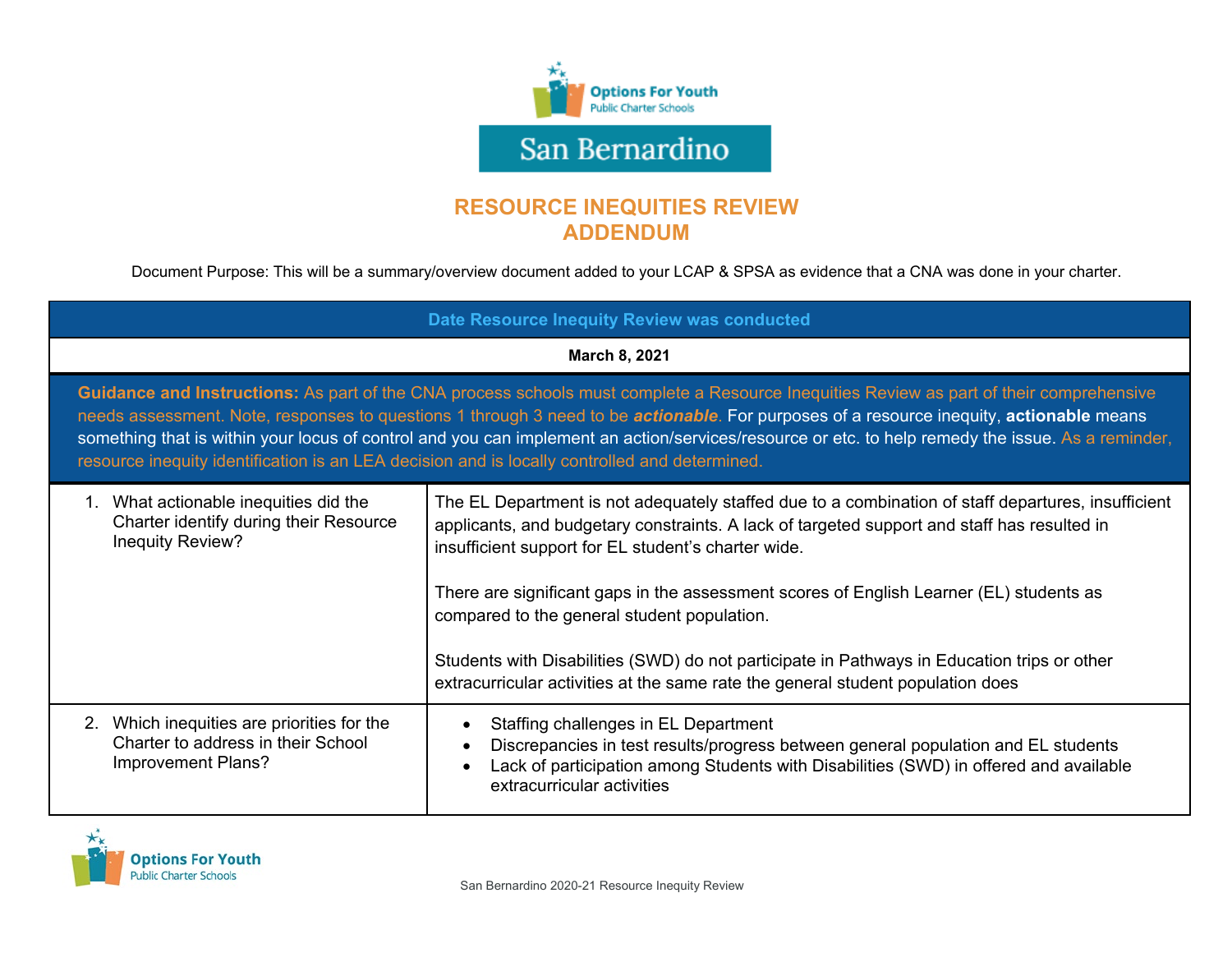Options For Youth
Public Charter Schools

San Bernardino

# RESOURCE INEQUITIES REVIEW ADDENDUM

Document Purpose: This will be a summary/overview document added to your LCAP & SPSA as evidence that a CNA was done in your charter.

| Date Resource Inequity Review was conducted | |
|---|---|
| **March 8, 2021** | |
| **Guidance and Instructions:** As part of the CNA process schools must complete a Resource Inequities Review as part of their comprehensive needs assessment. Note, responses to questions 1 through 3 need to be ***actionable***. For purposes of a resource inequity, **actionable** means something that is within your locus of control and you can implement an action/services/resource or etc. to help remedy the issue. As a reminder, resource inequity identification is an LEA decision and is locally controlled and determined. | |
| 1. What actionable inequities did the Charter identify during their Resource Inequity Review? | The EL Department is not adequately staffed due to a combination of staff departures, insufficient applicants, and budgetary constraints. A lack of targeted support and staff has resulted in insufficient support for EL student's charter wide.<br><br>There are significant gaps in the assessment scores of English Learner (EL) students as compared to the general student population.<br><br>Students with Disabilities (SWD) do not participate in Pathways in Education trips or other extracurricular activities at the same rate the general student population does |
| 2. Which inequities are priorities for the Charter to address in their School Improvement Plans? | • Staffing challenges in EL Department<br>• Discrepancies in test results/progress between general population and EL students<br>• Lack of participation among Students with Disabilities (SWD) in offered and available extracurricular activities |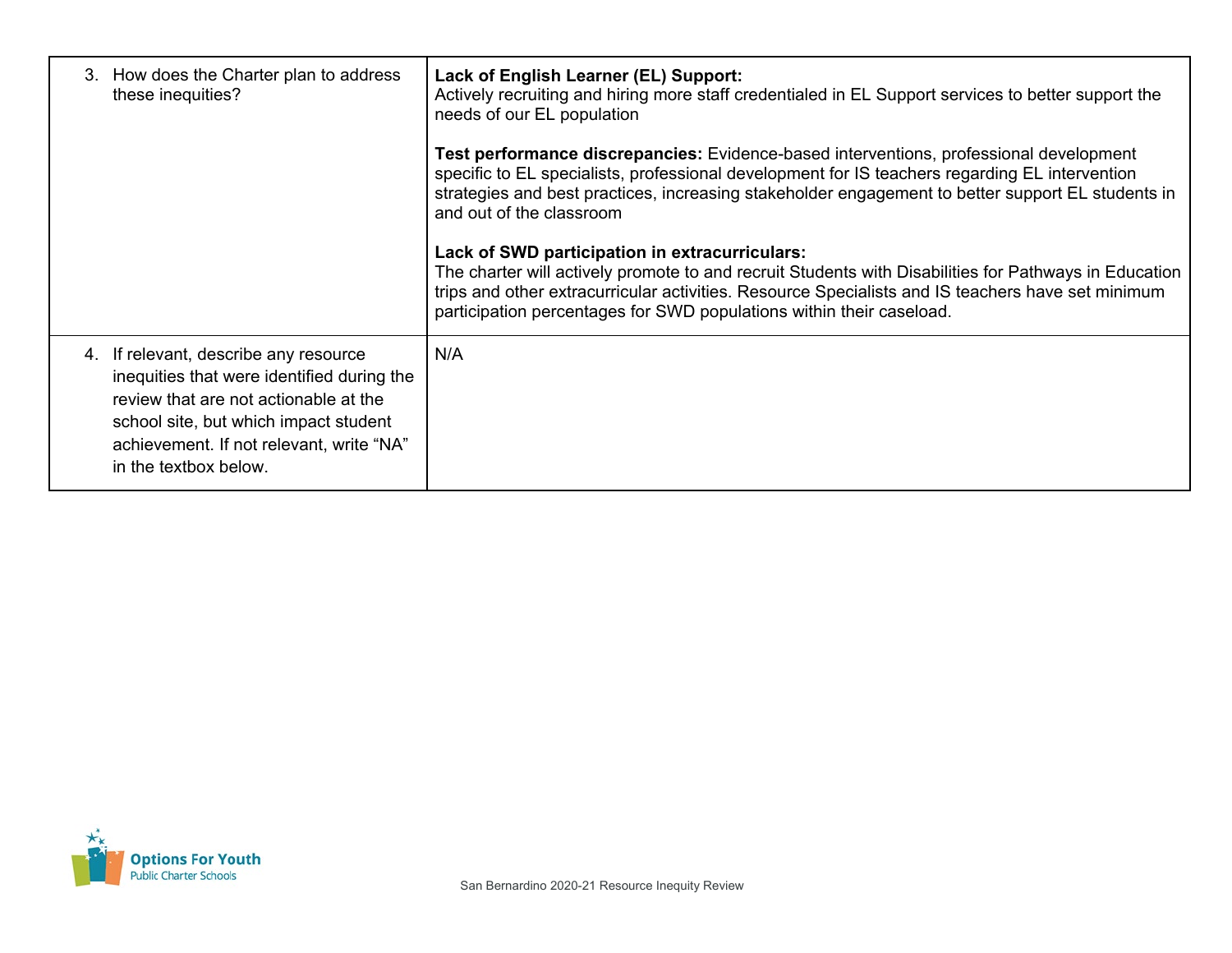| | |
|---|---|
| 3. How does the Charter plan to address these inequities? | **Lack of English Learner (EL) Support:**<br>Actively recruiting and hiring more staff credentialed in EL Support services to better support the needs of our EL population<br><br>**Test performance discrepancies:** Evidence-based interventions, professional development specific to EL specialists, professional development for IS teachers regarding EL intervention strategies and best practices, increasing stakeholder engagement to better support EL students in and out of the classroom<br><br>**Lack of SWD participation in extracurriculars:**<br>The charter will actively promote to and recruit Students with Disabilities for Pathways in Education trips and other extracurricular activities. Resource Specialists and IS teachers have set minimum participation percentages for SWD populations within their caseload. |
| 4. If relevant, describe any resource inequities that were identified during the review that are not actionable at the school site, but which impact student achievement. If not relevant, write "NA" in the textbox below. | N/A |